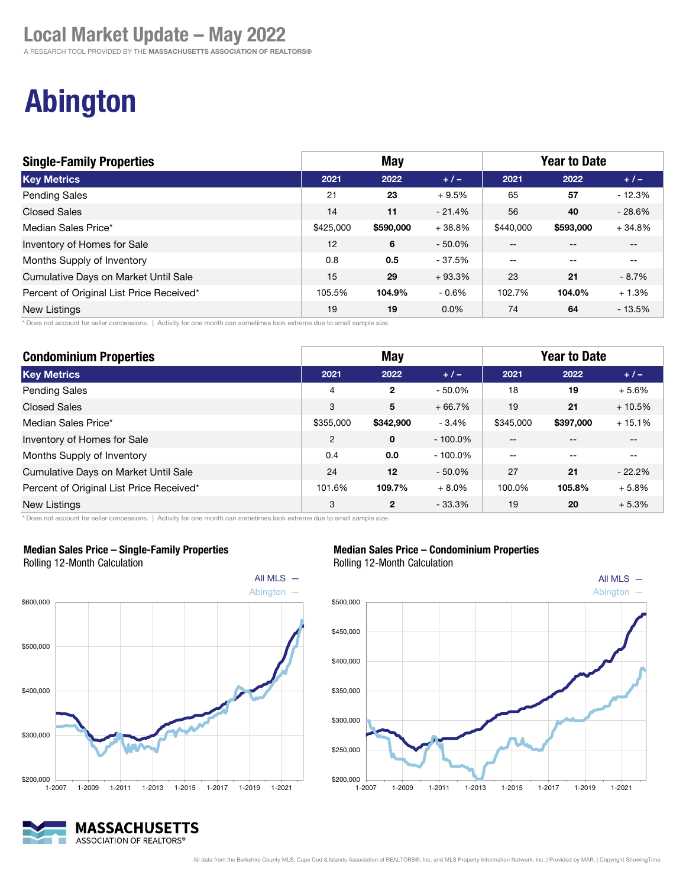# Local Market Update – May 2022

A RESEARCH TOOL PROVIDED BY THE **MASSACHUSETTS ASSOCIATION OF REALTORS®**

# Abington

| Single-Family Properties | May | | | Year to Date | | |
|---|---|---|---|---|---|---|
| **Key Metrics** | **2021** | **2022** | **+ / –** | **2021** | **2022** | **+ / –** |
| Pending Sales | 21 | **23** | + 9.5% | 65 | **57** | - 12.3% |
| Closed Sales | 14 | **11** | - 21.4% | 56 | **40** | - 28.6% |
| Median Sales Price* | $425,000 | **$590,000** | + 38.8% | $440,000 | **$593,000** | + 34.8% |
| Inventory of Homes for Sale | 12 | **6** | - 50.0% | -- | -- | -- |
| Months Supply of Inventory | 0.8 | **0.5** | - 37.5% | -- | -- | -- |
| Cumulative Days on Market Until Sale | 15 | **29** | + 93.3% | 23 | **21** | - 8.7% |
| Percent of Original List Price Received* | 105.5% | **104.9%** | - 0.6% | 102.7% | **104.0%** | + 1.3% |
| New Listings | 19 | **19** | 0.0% | 74 | **64** | - 13.5% |

\* Does not account for seller concessions. | Activity for one month can sometimes look extreme due to small sample size.

| Condominium Properties | May | | | Year to Date | | |
|---|---|---|---|---|---|---|
| **Key Metrics** | **2021** | **2022** | **+ / –** | **2021** | **2022** | **+ / –** |
| Pending Sales | 4 | **2** | - 50.0% | 18 | **19** | + 5.6% |
| Closed Sales | 3 | **5** | + 66.7% | 19 | **21** | + 10.5% |
| Median Sales Price* | $355,000 | **$342,900** | - 3.4% | $345,000 | **$397,000** | + 15.1% |
| Inventory of Homes for Sale | 2 | **0** | - 100.0% | -- | -- | -- |
| Months Supply of Inventory | 0.4 | **0.0** | - 100.0% | -- | -- | -- |
| Cumulative Days on Market Until Sale | 24 | **12** | - 50.0% | 27 | **21** | - 22.2% |
| Percent of Original List Price Received* | 101.6% | **109.7%** | + 8.0% | 100.0% | **105.8%** | + 5.8% |
| New Listings | 3 | **2** | - 33.3% | 19 | **20** | + 5.3% |

\* Does not account for seller concessions. | Activity for one month can sometimes look extreme due to small sample size.

**Median Sales Price – Single-Family Properties**

Rolling 12-Month Calculation

All MLS —
Abington —

$600,000
$500,000
$400,000
$300,000
$200,000

1-2007 1-2009 1-2011 1-2013 1-2015 1-2017 1-2019 1-2021

**Median Sales Price – Condominium Properties**

Rolling 12-Month Calculation

All MLS —
Abington —

$500,000
$450,000
$400,000
$350,000
$300,000
$250,000
$200,000

1-2007 1-2009 1-2011 1-2013 1-2015 1-2017 1-2019 1-2021

MASSACHUSETTS ASSOCIATION OF REALTORS®

All data from the Berkshire County MLS, Cape Cod & Islands Association of REALTORS®, Inc. and MLS Property Information Network, Inc. | Provided by MAR. | Copyright ShowingTime.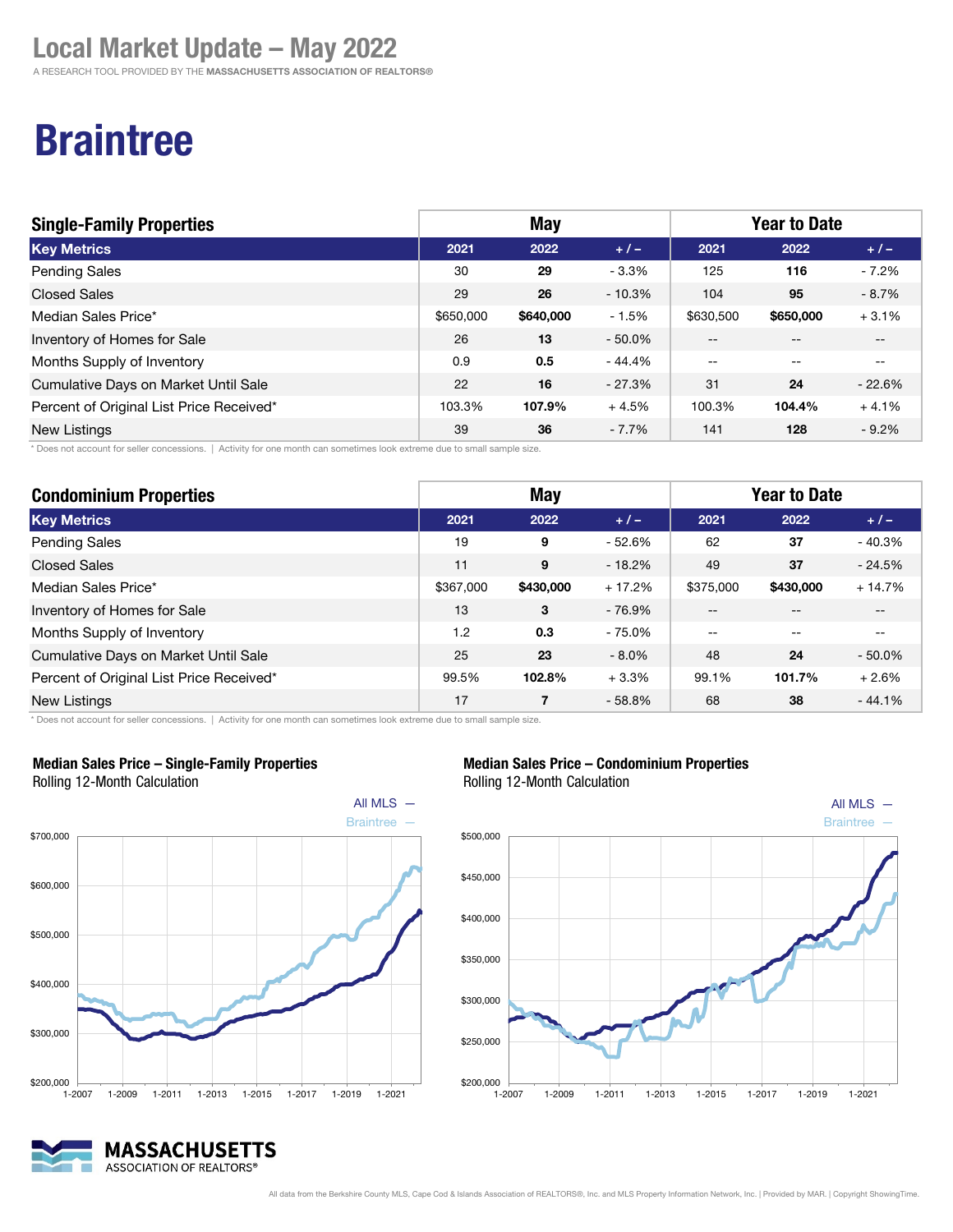# Local Market Update – May 2022

A RESEARCH TOOL PROVIDED BY THE **MASSACHUSETTS ASSOCIATION OF REALTORS®**

# Braintree

| Single-Family Properties | May | | | Year to Date | | |
|---|---|---|---|---|---|---|
| **Key Metrics** | **2021** | **2022** | **+ / –** | **2021** | **2022** | **+ / –** |
| Pending Sales | 30 | **29** | - 3.3% | 125 | **116** | - 7.2% |
| Closed Sales | 29 | **26** | - 10.3% | 104 | **95** | - 8.7% |
| Median Sales Price* | $650,000 | **$640,000** | - 1.5% | $630,500 | **$650,000** | + 3.1% |
| Inventory of Homes for Sale | 26 | **13** | - 50.0% | -- | -- | -- |
| Months Supply of Inventory | 0.9 | **0.5** | - 44.4% | -- | -- | -- |
| Cumulative Days on Market Until Sale | 22 | **16** | - 27.3% | 31 | **24** | - 22.6% |
| Percent of Original List Price Received* | 103.3% | **107.9%** | + 4.5% | 100.3% | **104.4%** | + 4.1% |
| New Listings | 39 | **36** | - 7.7% | 141 | **128** | - 9.2% |

* Does not account for seller concessions. | Activity for one month can sometimes look extreme due to small sample size.

| Condominium Properties | May | | | Year to Date | | |
|---|---|---|---|---|---|---|
| **Key Metrics** | **2021** | **2022** | **+ / –** | **2021** | **2022** | **+ / –** |
| Pending Sales | 19 | **9** | - 52.6% | 62 | **37** | - 40.3% |
| Closed Sales | 11 | **9** | - 18.2% | 49 | **37** | - 24.5% |
| Median Sales Price* | $367,000 | **$430,000** | + 17.2% | $375,000 | **$430,000** | + 14.7% |
| Inventory of Homes for Sale | 13 | **3** | - 76.9% | -- | -- | -- |
| Months Supply of Inventory | 1.2 | **0.3** | - 75.0% | -- | -- | -- |
| Cumulative Days on Market Until Sale | 25 | **23** | - 8.0% | 48 | **24** | - 50.0% |
| Percent of Original List Price Received* | 99.5% | **102.8%** | + 3.3% | 99.1% | **101.7%** | + 2.6% |
| New Listings | 17 | **7** | - 58.8% | 68 | **38** | - 44.1% |

* Does not account for seller concessions. | Activity for one month can sometimes look extreme due to small sample size.

**Median Sales Price – Single-Family Properties**
Rolling 12-Month Calculation

All MLS —
Braintree —

$700,000
$600,000
$500,000
$400,000
$300,000
$200,000

1-2007 1-2009 1-2011 1-2013 1-2015 1-2017 1-2019 1-2021

**Median Sales Price – Condominium Properties**
Rolling 12-Month Calculation

All MLS —
Braintree —

$500,000
$450,000
$400,000
$350,000
$300,000
$250,000
$200,000

1-2007 1-2009 1-2011 1-2013 1-2015 1-2017 1-2019 1-2021

MASSACHUSETTS ASSOCIATION OF REALTORS®

All data from the Berkshire County MLS, Cape Cod & Islands Association of REALTORS®, Inc. and MLS Property Information Network, Inc. | Provided by MAR. | Copyright ShowingTime.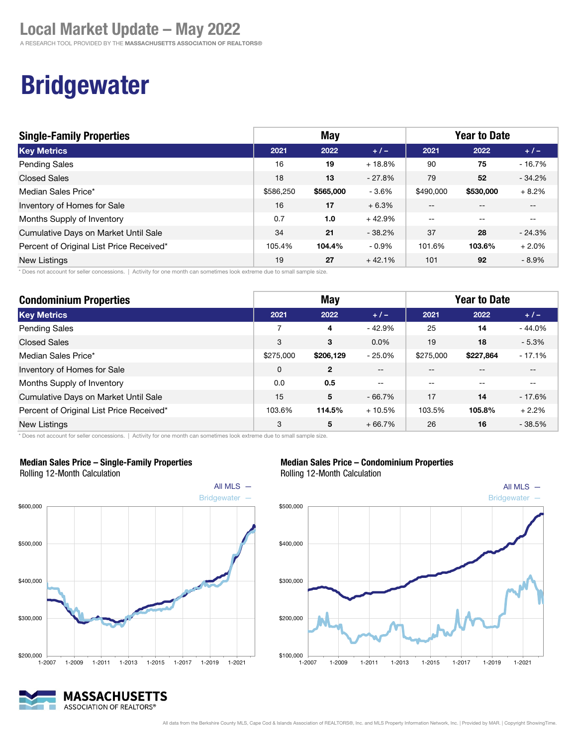# Local Market Update – May 2022

A RESEARCH TOOL PROVIDED BY THE **MASSACHUSETTS ASSOCIATION OF REALTORS®**

# Bridgewater

| Single-Family Properties | May | | | Year to Date | | |
|---|---|---|---|---|---|---|
| **Key Metrics** | **2021** | **2022** | **+ / –** | **2021** | **2022** | **+ / –** |
| Pending Sales | 16 | **19** | + 18.8% | 90 | **75** | - 16.7% |
| Closed Sales | 18 | **13** | - 27.8% | 79 | **52** | - 34.2% |
| Median Sales Price* | $586,250 | **$565,000** | - 3.6% | $490,000 | **$530,000** | + 8.2% |
| Inventory of Homes for Sale | 16 | **17** | + 6.3% | -- | -- | -- |
| Months Supply of Inventory | 0.7 | **1.0** | + 42.9% | -- | -- | -- |
| Cumulative Days on Market Until Sale | 34 | **21** | - 38.2% | 37 | **28** | - 24.3% |
| Percent of Original List Price Received* | 105.4% | **104.4%** | - 0.9% | 101.6% | **103.6%** | + 2.0% |
| New Listings | 19 | **27** | + 42.1% | 101 | **92** | - 8.9% |

* Does not account for seller concessions. | Activity for one month can sometimes look extreme due to small sample size.

| Condominium Properties | May | | | Year to Date | | |
|---|---|---|---|---|---|---|
| **Key Metrics** | **2021** | **2022** | **+ / –** | **2021** | **2022** | **+ / –** |
| Pending Sales | 7 | **4** | - 42.9% | 25 | **14** | - 44.0% |
| Closed Sales | 3 | **3** | 0.0% | 19 | **18** | - 5.3% |
| Median Sales Price* | $275,000 | **$206,129** | - 25.0% | $275,000 | **$227,864** | - 17.1% |
| Inventory of Homes for Sale | 0 | **2** | -- | -- | -- | -- |
| Months Supply of Inventory | 0.0 | **0.5** | -- | -- | -- | -- |
| Cumulative Days on Market Until Sale | 15 | **5** | - 66.7% | 17 | **14** | - 17.6% |
| Percent of Original List Price Received* | 103.6% | **114.5%** | + 10.5% | 103.5% | **105.8%** | + 2.2% |
| New Listings | 3 | **5** | + 66.7% | 26 | **16** | - 38.5% |

* Does not account for seller concessions. | Activity for one month can sometimes look extreme due to small sample size.

**Median Sales Price – Single-Family Properties**
Rolling 12-Month Calculation

All MLS —
Bridgewater —

$600,000
$500,000
$400,000
$300,000
$200,000

1-2007 1-2009 1-2011 1-2013 1-2015 1-2017 1-2019 1-2021

**Median Sales Price – Condominium Properties**
Rolling 12-Month Calculation

All MLS —
Bridgewater —

$500,000
$400,000
$300,000
$200,000
$100,000

1-2007 1-2009 1-2011 1-2013 1-2015 1-2017 1-2019 1-2021

MASSACHUSETTS ASSOCIATION OF REALTORS®

All data from the Berkshire County MLS, Cape Cod & Islands Association of REALTORS®, Inc. and MLS Property Information Network, Inc. | Provided by MAR. | Copyright ShowingTime.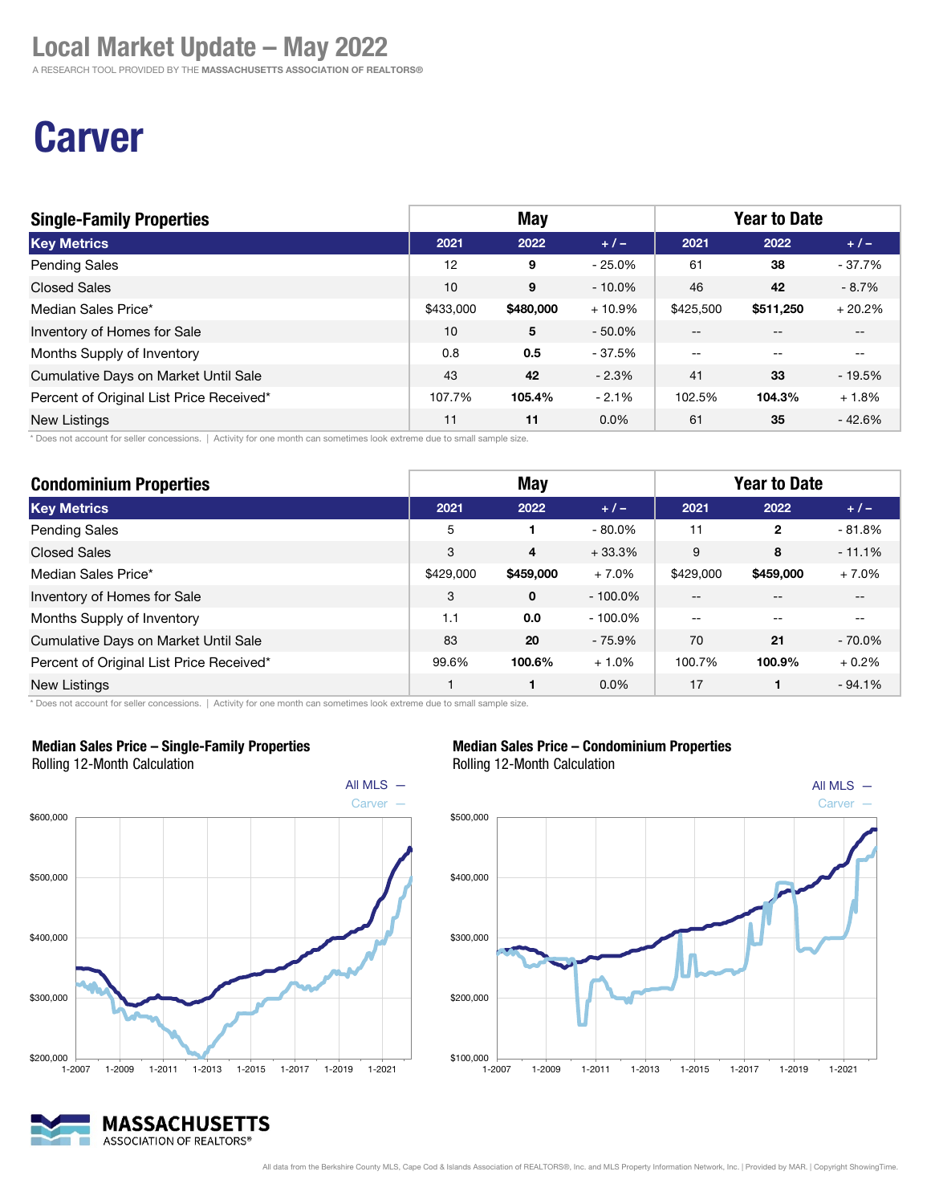# Local Market Update – May 2022

A RESEARCH TOOL PROVIDED BY THE **MASSACHUSETTS ASSOCIATION OF REALTORS®**

# Carver

| Single-Family Properties | May | | | Year to Date | | |
|---|---|---|---|---|---|---|
| **Key Metrics** | **2021** | **2022** | **+ / –** | **2021** | **2022** | **+ / –** |
| Pending Sales | 12 | **9** | - 25.0% | 61 | **38** | - 37.7% |
| Closed Sales | 10 | **9** | - 10.0% | 46 | **42** | - 8.7% |
| Median Sales Price* | $433,000 | **$480,000** | + 10.9% | $425,500 | **$511,250** | + 20.2% |
| Inventory of Homes for Sale | 10 | **5** | - 50.0% | -- | -- | -- |
| Months Supply of Inventory | 0.8 | **0.5** | - 37.5% | -- | -- | -- |
| Cumulative Days on Market Until Sale | 43 | **42** | - 2.3% | 41 | **33** | - 19.5% |
| Percent of Original List Price Received* | 107.7% | **105.4%** | - 2.1% | 102.5% | **104.3%** | + 1.8% |
| New Listings | 11 | **11** | 0.0% | 61 | **35** | - 42.6% |

\* Does not account for seller concessions. | Activity for one month can sometimes look extreme due to small sample size.

| Condominium Properties | May | | | Year to Date | | |
|---|---|---|---|---|---|---|
| **Key Metrics** | **2021** | **2022** | **+ / –** | **2021** | **2022** | **+ / –** |
| Pending Sales | 5 | **1** | - 80.0% | 11 | **2** | - 81.8% |
| Closed Sales | 3 | **4** | + 33.3% | 9 | **8** | - 11.1% |
| Median Sales Price* | $429,000 | **$459,000** | + 7.0% | $429,000 | **$459,000** | + 7.0% |
| Inventory of Homes for Sale | 3 | **0** | - 100.0% | -- | -- | -- |
| Months Supply of Inventory | 1.1 | **0.0** | - 100.0% | -- | -- | -- |
| Cumulative Days on Market Until Sale | 83 | **20** | - 75.9% | 70 | **21** | - 70.0% |
| Percent of Original List Price Received* | 99.6% | **100.6%** | + 1.0% | 100.7% | **100.9%** | + 0.2% |
| New Listings | 1 | **1** | 0.0% | 17 | **1** | - 94.1% |

\* Does not account for seller concessions. | Activity for one month can sometimes look extreme due to small sample size.

**Median Sales Price – Single-Family Properties**
Rolling 12-Month Calculation

All MLS —
Carver —

$600,000
$500,000
$400,000
$300,000
$200,000

1-2007 1-2009 1-2011 1-2013 1-2015 1-2017 1-2019 1-2021

**Median Sales Price – Condominium Properties**
Rolling 12-Month Calculation

All MLS —
Carver —

$500,000
$400,000
$300,000
$200,000
$100,000

1-2007 1-2009 1-2011 1-2013 1-2015 1-2017 1-2019 1-2021

MASSACHUSETTS ASSOCIATION OF REALTORS®

All data from the Berkshire County MLS, Cape Cod & Islands Association of REALTORS®, Inc. and MLS Property Information Network, Inc. | Provided by MAR. | Copyright ShowingTime.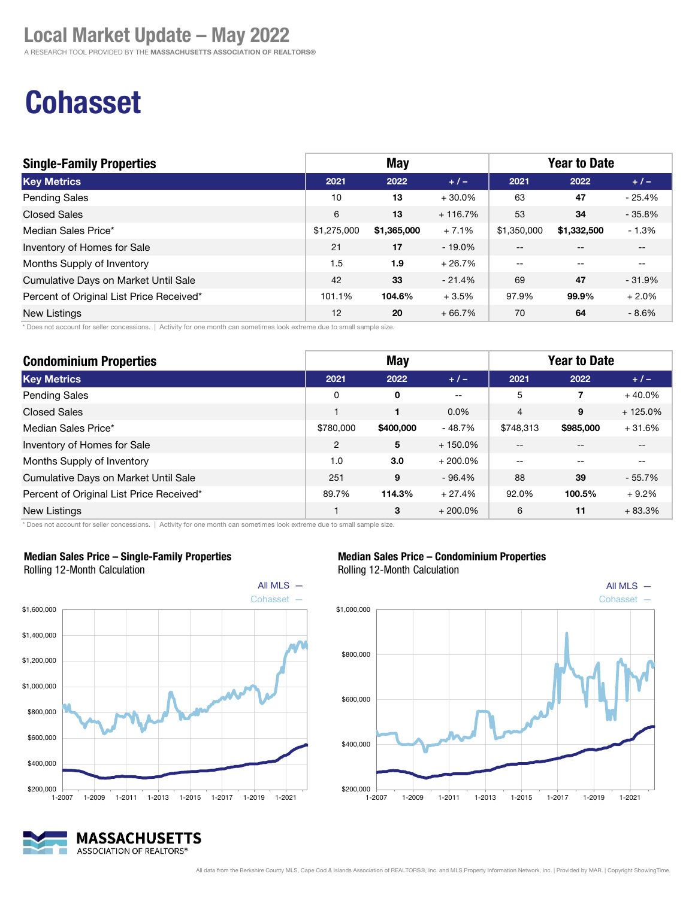# Local Market Update – May 2022

A RESEARCH TOOL PROVIDED BY THE **MASSACHUSETTS ASSOCIATION OF REALTORS®**

# Cohasset

| Single-Family Properties | May | | | Year to Date | | |
|---|---|---|---|---|---|---|
| **Key Metrics** | **2021** | **2022** | **+ / –** | **2021** | **2022** | **+ / –** |
| Pending Sales | 10 | **13** | + 30.0% | 63 | **47** | - 25.4% |
| Closed Sales | 6 | **13** | + 116.7% | 53 | **34** | - 35.8% |
| Median Sales Price* | $1,275,000 | **$1,365,000** | + 7.1% | $1,350,000 | **$1,332,500** | - 1.3% |
| Inventory of Homes for Sale | 21 | **17** | - 19.0% | -- | -- | -- |
| Months Supply of Inventory | 1.5 | **1.9** | + 26.7% | -- | -- | -- |
| Cumulative Days on Market Until Sale | 42 | **33** | - 21.4% | 69 | **47** | - 31.9% |
| Percent of Original List Price Received* | 101.1% | **104.6%** | + 3.5% | 97.9% | **99.9%** | + 2.0% |
| New Listings | 12 | **20** | + 66.7% | 70 | **64** | - 8.6% |

\* Does not account for seller concessions. | Activity for one month can sometimes look extreme due to small sample size.

| Condominium Properties | May | | | Year to Date | | |
|---|---|---|---|---|---|---|
| **Key Metrics** | **2021** | **2022** | **+ / –** | **2021** | **2022** | **+ / –** |
| Pending Sales | 0 | **0** | -- | 5 | **7** | + 40.0% |
| Closed Sales | 1 | **1** | 0.0% | 4 | **9** | + 125.0% |
| Median Sales Price* | $780,000 | **$400,000** | - 48.7% | $748,313 | **$985,000** | + 31.6% |
| Inventory of Homes for Sale | 2 | **5** | + 150.0% | -- | -- | -- |
| Months Supply of Inventory | 1.0 | **3.0** | + 200.0% | -- | -- | -- |
| Cumulative Days on Market Until Sale | 251 | **9** | - 96.4% | 88 | **39** | - 55.7% |
| Percent of Original List Price Received* | 89.7% | **114.3%** | + 27.4% | 92.0% | **100.5%** | + 9.2% |
| New Listings | 1 | **3** | + 200.0% | 6 | **11** | + 83.3% |

\* Does not account for seller concessions. | Activity for one month can sometimes look extreme due to small sample size.

**Median Sales Price – Single-Family Properties**
Rolling 12-Month Calculation

All MLS —
Cohasset —

$1,600,000
$1,400,000
$1,200,000
$1,000,000
$800,000
$600,000
$400,000
$200,000

1-2007 1-2009 1-2011 1-2013 1-2015 1-2017 1-2019 1-2021

**Median Sales Price – Condominium Properties**
Rolling 12-Month Calculation

All MLS —
Cohasset —

$1,000,000
$800,000
$600,000
$400,000
$200,000

1-2007 1-2009 1-2011 1-2013 1-2015 1-2017 1-2019 1-2021

MASSACHUSETTS ASSOCIATION OF REALTORS®

All data from the Berkshire County MLS, Cape Cod & Islands Association of REALTORS®, Inc. and MLS Property Information Network, Inc. | Provided by MAR. | Copyright ShowingTime.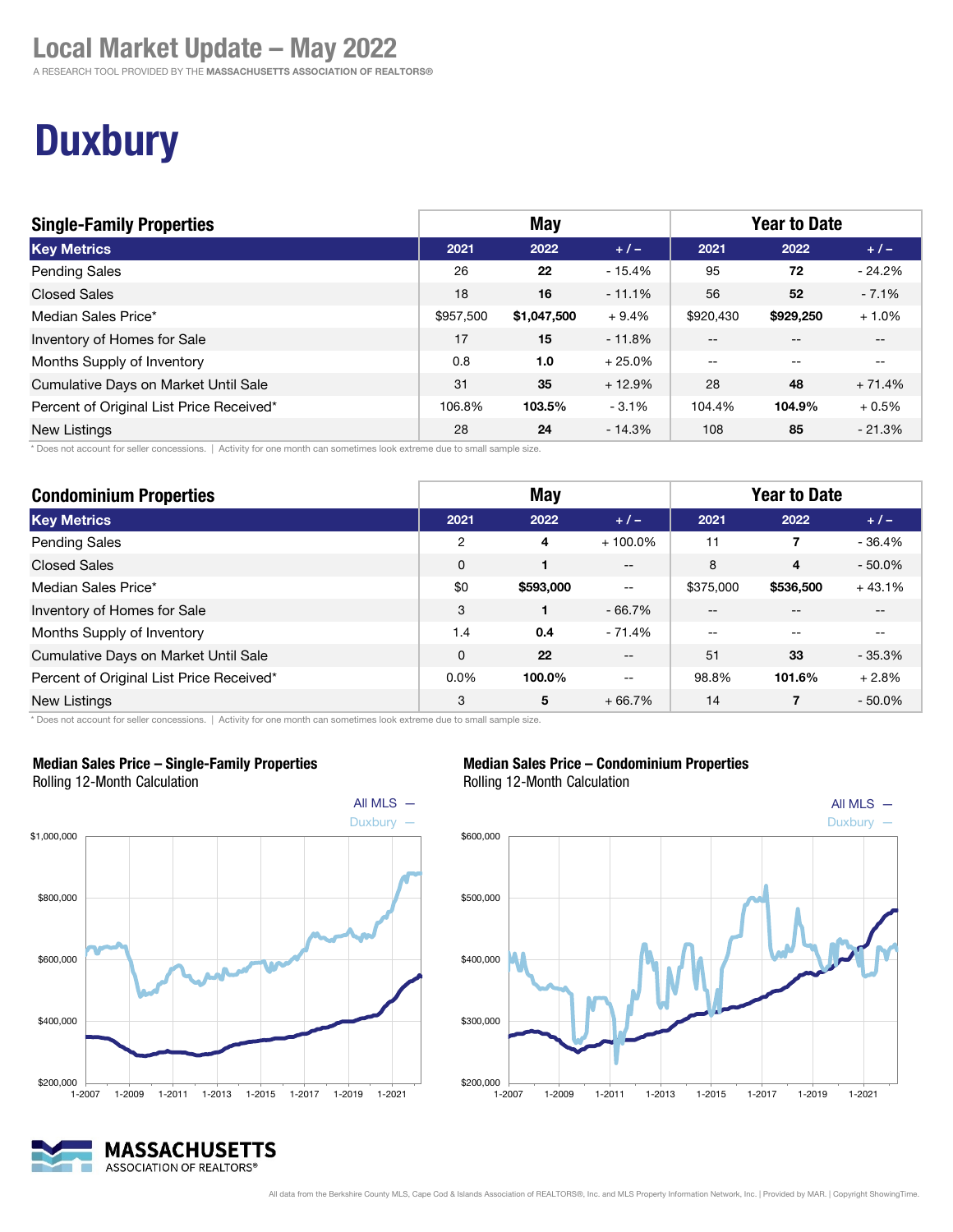# Local Market Update – May 2022

A RESEARCH TOOL PROVIDED BY THE **MASSACHUSETTS ASSOCIATION OF REALTORS®**

# Duxbury

| Single-Family Properties | May | | | Year to Date | | |
|---|---|---|---|---|---|---|
| **Key Metrics** | **2021** | **2022** | **+ / –** | **2021** | **2022** | **+ / –** |
| Pending Sales | 26 | **22** | - 15.4% | 95 | **72** | - 24.2% |
| Closed Sales | 18 | **16** | - 11.1% | 56 | **52** | - 7.1% |
| Median Sales Price* | $957,500 | **$1,047,500** | + 9.4% | $920,430 | **$929,250** | + 1.0% |
| Inventory of Homes for Sale | 17 | **15** | - 11.8% | -- | -- | -- |
| Months Supply of Inventory | 0.8 | **1.0** | + 25.0% | -- | -- | -- |
| Cumulative Days on Market Until Sale | 31 | **35** | + 12.9% | 28 | **48** | + 71.4% |
| Percent of Original List Price Received* | 106.8% | **103.5%** | - 3.1% | 104.4% | **104.9%** | + 0.5% |
| New Listings | 28 | **24** | - 14.3% | 108 | **85** | - 21.3% |

* Does not account for seller concessions. | Activity for one month can sometimes look extreme due to small sample size.

| Condominium Properties | May | | | Year to Date | | |
|---|---|---|---|---|---|---|
| **Key Metrics** | **2021** | **2022** | **+ / –** | **2021** | **2022** | **+ / –** |
| Pending Sales | 2 | **4** | + 100.0% | 11 | **7** | - 36.4% |
| Closed Sales | 0 | **1** | -- | 8 | **4** | - 50.0% |
| Median Sales Price* | $0 | **$593,000** | -- | $375,000 | **$536,500** | + 43.1% |
| Inventory of Homes for Sale | 3 | **1** | - 66.7% | -- | -- | -- |
| Months Supply of Inventory | 1.4 | **0.4** | - 71.4% | -- | -- | -- |
| Cumulative Days on Market Until Sale | 0 | **22** | -- | 51 | **33** | - 35.3% |
| Percent of Original List Price Received* | 0.0% | **100.0%** | -- | 98.8% | **101.6%** | + 2.8% |
| New Listings | 3 | **5** | + 66.7% | 14 | **7** | - 50.0% |

* Does not account for seller concessions. | Activity for one month can sometimes look extreme due to small sample size.

**Median Sales Price – Single-Family Properties**
Rolling 12-Month Calculation

All MLS —
Duxbury —

$1,000,000
$800,000
$600,000
$400,000
$200,000

1-2007 1-2009 1-2011 1-2013 1-2015 1-2017 1-2019 1-2021

**Median Sales Price – Condominium Properties**
Rolling 12-Month Calculation

All MLS —
Duxbury —

$600,000
$500,000
$400,000
$300,000
$200,000

1-2007 1-2009 1-2011 1-2013 1-2015 1-2017 1-2019 1-2021

MASSACHUSETTS ASSOCIATION OF REALTORS®

All data from the Berkshire County MLS, Cape Cod & Islands Association of REALTORS®, Inc. and MLS Property Information Network, Inc. | Provided by MAR. | Copyright ShowingTime.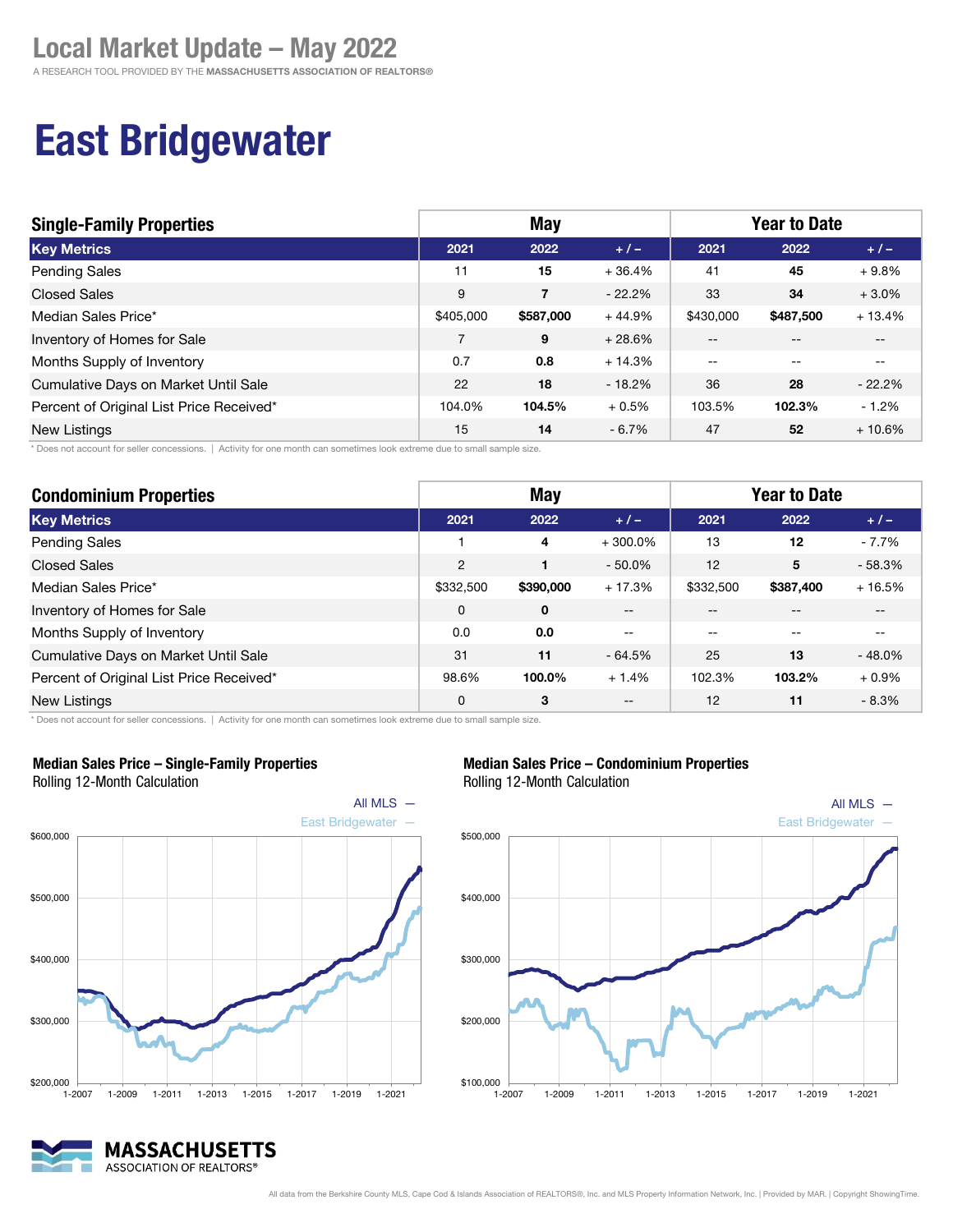# Local Market Update – May 2022

A RESEARCH TOOL PROVIDED BY THE **MASSACHUSETTS ASSOCIATION OF REALTORS®**

# East Bridgewater

| Single-Family Properties | May | | | Year to Date | | |
|---|---|---|---|---|---|---|
| **Key Metrics** | **2021** | **2022** | **+ / –** | **2021** | **2022** | **+ / –** |
| Pending Sales | 11 | **15** | + 36.4% | 41 | **45** | + 9.8% |
| Closed Sales | 9 | **7** | - 22.2% | 33 | **34** | + 3.0% |
| Median Sales Price* | $405,000 | **$587,000** | + 44.9% | $430,000 | **$487,500** | + 13.4% |
| Inventory of Homes for Sale | 7 | **9** | + 28.6% | -- | -- | -- |
| Months Supply of Inventory | 0.7 | **0.8** | + 14.3% | -- | -- | -- |
| Cumulative Days on Market Until Sale | 22 | **18** | - 18.2% | 36 | **28** | - 22.2% |
| Percent of Original List Price Received* | 104.0% | **104.5%** | + 0.5% | 103.5% | **102.3%** | - 1.2% |
| New Listings | 15 | **14** | - 6.7% | 47 | **52** | + 10.6% |

* Does not account for seller concessions. | Activity for one month can sometimes look extreme due to small sample size.

| Condominium Properties | May | | | Year to Date | | |
|---|---|---|---|---|---|---|
| **Key Metrics** | **2021** | **2022** | **+ / –** | **2021** | **2022** | **+ / –** |
| Pending Sales | 1 | **4** | + 300.0% | 13 | **12** | - 7.7% |
| Closed Sales | 2 | **1** | - 50.0% | 12 | **5** | - 58.3% |
| Median Sales Price* | $332,500 | **$390,000** | + 17.3% | $332,500 | **$387,400** | + 16.5% |
| Inventory of Homes for Sale | 0 | **0** | -- | -- | -- | -- |
| Months Supply of Inventory | 0.0 | **0.0** | -- | -- | -- | -- |
| Cumulative Days on Market Until Sale | 31 | **11** | - 64.5% | 25 | **13** | - 48.0% |
| Percent of Original List Price Received* | 98.6% | **100.0%** | + 1.4% | 102.3% | **103.2%** | + 0.9% |
| New Listings | 0 | **3** | -- | 12 | **11** | - 8.3% |

* Does not account for seller concessions. | Activity for one month can sometimes look extreme due to small sample size.

**Median Sales Price – Single-Family Properties**
Rolling 12-Month Calculation

All MLS —
East Bridgewater —

$600,000
$500,000
$400,000
$300,000
$200,000
1-2007 1-2009 1-2011 1-2013 1-2015 1-2017 1-2019 1-2021

**Median Sales Price – Condominium Properties**
Rolling 12-Month Calculation

All MLS —
East Bridgewater —

$500,000
$400,000
$300,000
$200,000
$100,000
1-2007 1-2009 1-2011 1-2013 1-2015 1-2017 1-2019 1-2021

MASSACHUSETTS ASSOCIATION OF REALTORS®

All data from the Berkshire County MLS, Cape Cod & Islands Association of REALTORS®, Inc. and MLS Property Information Network, Inc. | Provided by MAR. | Copyright ShowingTime.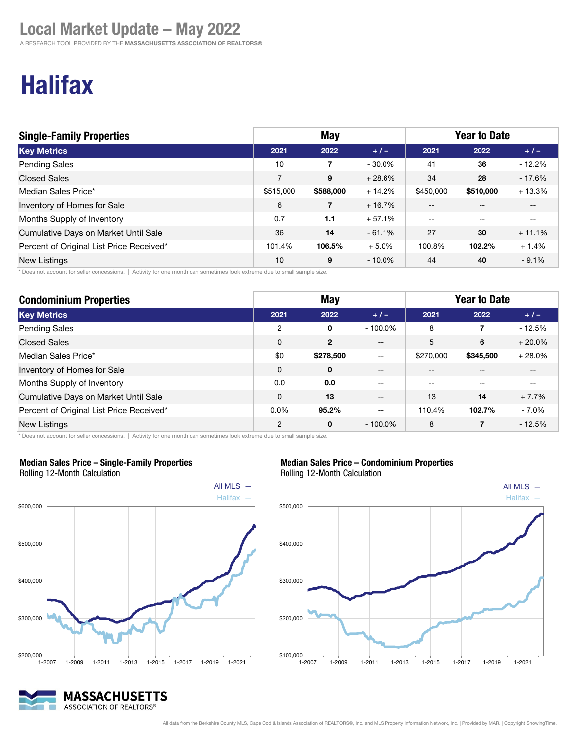# Local Market Update – May 2022

A RESEARCH TOOL PROVIDED BY THE **MASSACHUSETTS ASSOCIATION OF REALTORS®**

# Halifax

| Single-Family Properties | May | | | Year to Date | | |
|---|---|---|---|---|---|---|
| **Key Metrics** | **2021** | **2022** | **+ / –** | **2021** | **2022** | **+ / –** |
| Pending Sales | 10 | **7** | - 30.0% | 41 | **36** | - 12.2% |
| Closed Sales | 7 | **9** | + 28.6% | 34 | **28** | - 17.6% |
| Median Sales Price* | $515,000 | **$588,000** | + 14.2% | $450,000 | **$510,000** | + 13.3% |
| Inventory of Homes for Sale | 6 | **7** | + 16.7% | -- | -- | -- |
| Months Supply of Inventory | 0.7 | **1.1** | + 57.1% | -- | -- | -- |
| Cumulative Days on Market Until Sale | 36 | **14** | - 61.1% | 27 | **30** | + 11.1% |
| Percent of Original List Price Received* | 101.4% | **106.5%** | + 5.0% | 100.8% | **102.2%** | + 1.4% |
| New Listings | 10 | **9** | - 10.0% | 44 | **40** | - 9.1% |

\* Does not account for seller concessions. | Activity for one month can sometimes look extreme due to small sample size.

| Condominium Properties | May | | | Year to Date | | |
|---|---|---|---|---|---|---|
| **Key Metrics** | **2021** | **2022** | **+ / –** | **2021** | **2022** | **+ / –** |
| Pending Sales | 2 | **0** | - 100.0% | 8 | **7** | - 12.5% |
| Closed Sales | 0 | **2** | -- | 5 | **6** | + 20.0% |
| Median Sales Price* | $0 | **$278,500** | -- | $270,000 | **$345,500** | + 28.0% |
| Inventory of Homes for Sale | 0 | **0** | -- | -- | -- | -- |
| Months Supply of Inventory | 0.0 | **0.0** | -- | -- | -- | -- |
| Cumulative Days on Market Until Sale | 0 | **13** | -- | 13 | **14** | + 7.7% |
| Percent of Original List Price Received* | 0.0% | **95.2%** | -- | 110.4% | **102.7%** | - 7.0% |
| New Listings | 2 | **0** | - 100.0% | 8 | **7** | - 12.5% |

\* Does not account for seller concessions. | Activity for one month can sometimes look extreme due to small sample size.

**Median Sales Price – Single-Family Properties**
Rolling 12-Month Calculation

All MLS —
Halifax —

$600,000
$500,000
$400,000
$300,000
$200,000

1-2007 1-2009 1-2011 1-2013 1-2015 1-2017 1-2019 1-2021

**Median Sales Price – Condominium Properties**
Rolling 12-Month Calculation

All MLS —
Halifax —

$500,000
$400,000
$300,000
$200,000
$100,000

1-2007 1-2009 1-2011 1-2013 1-2015 1-2017 1-2019 1-2021

MASSACHUSETTS ASSOCIATION OF REALTORS®

All data from the Berkshire County MLS, Cape Cod & Islands Association of REALTORS®, Inc. and MLS Property Information Network, Inc. | Provided by MAR. | Copyright ShowingTime.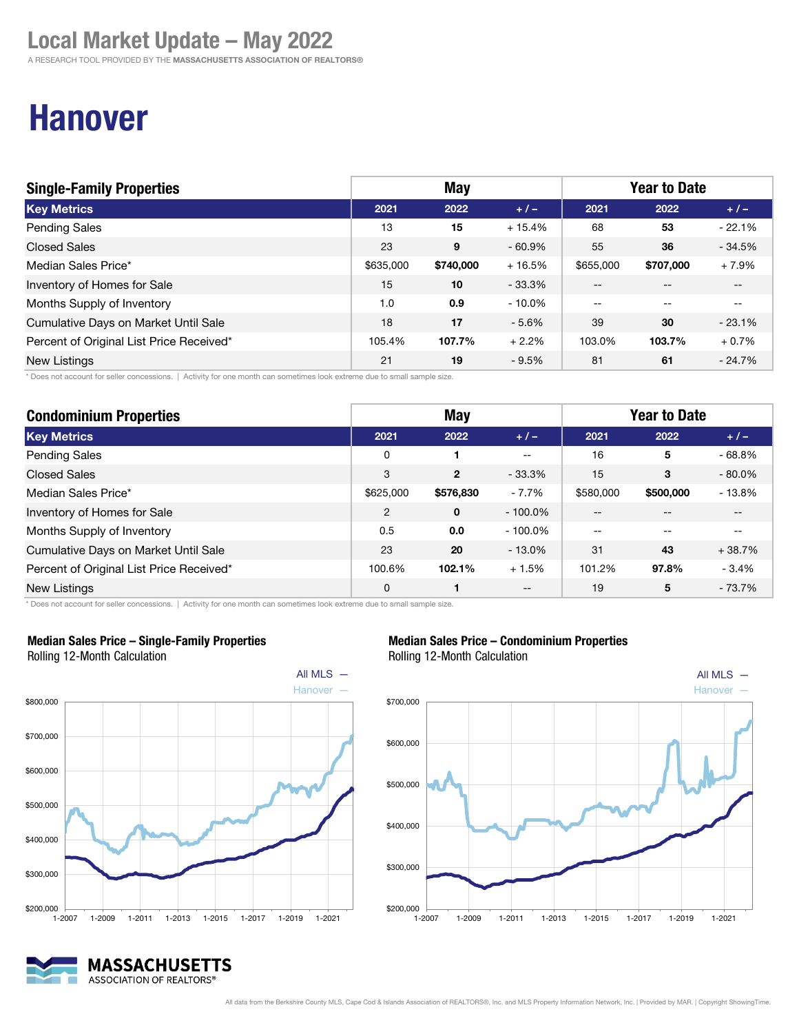# Local Market Update – May 2022

A RESEARCH TOOL PROVIDED BY THE **MASSACHUSETTS ASSOCIATION OF REALTORS®**

# Hanover

| Single-Family Properties | May | | | Year to Date | | |
|---|---|---|---|---|---|---|
| **Key Metrics** | **2021** | **2022** | **+ / –** | **2021** | **2022** | **+ / –** |
| Pending Sales | 13 | **15** | + 15.4% | 68 | **53** | - 22.1% |
| Closed Sales | 23 | **9** | - 60.9% | 55 | **36** | - 34.5% |
| Median Sales Price* | $635,000 | **$740,000** | + 16.5% | $655,000 | **$707,000** | + 7.9% |
| Inventory of Homes for Sale | 15 | **10** | - 33.3% | -- | -- | -- |
| Months Supply of Inventory | 1.0 | **0.9** | - 10.0% | -- | -- | -- |
| Cumulative Days on Market Until Sale | 18 | **17** | - 5.6% | 39 | **30** | - 23.1% |
| Percent of Original List Price Received* | 105.4% | **107.7%** | + 2.2% | 103.0% | **103.7%** | + 0.7% |
| New Listings | 21 | **19** | - 9.5% | 81 | **61** | - 24.7% |

\* Does not account for seller concessions. | Activity for one month can sometimes look extreme due to small sample size.

| Condominium Properties | May | | | Year to Date | | |
|---|---|---|---|---|---|---|
| **Key Metrics** | **2021** | **2022** | **+ / –** | **2021** | **2022** | **+ / –** |
| Pending Sales | 0 | **1** | -- | 16 | **5** | - 68.8% |
| Closed Sales | 3 | **2** | - 33.3% | 15 | **3** | - 80.0% |
| Median Sales Price* | $625,000 | **$576,830** | - 7.7% | $580,000 | **$500,000** | - 13.8% |
| Inventory of Homes for Sale | 2 | **0** | - 100.0% | -- | -- | -- |
| Months Supply of Inventory | 0.5 | **0.0** | - 100.0% | -- | -- | -- |
| Cumulative Days on Market Until Sale | 23 | **20** | - 13.0% | 31 | **43** | + 38.7% |
| Percent of Original List Price Received* | 100.6% | **102.1%** | + 1.5% | 101.2% | **97.8%** | - 3.4% |
| New Listings | 0 | **1** | -- | 19 | **5** | - 73.7% |

\* Does not account for seller concessions. | Activity for one month can sometimes look extreme due to small sample size.

**Median Sales Price – Single-Family Properties**
Rolling 12-Month Calculation

All MLS
Hanover

$800,000
$700,000
$600,000
$500,000
$400,000
$300,000
$200,000

1-2007 1-2009 1-2011 1-2013 1-2015 1-2017 1-2019 1-2021

**Median Sales Price – Condominium Properties**
Rolling 12-Month Calculation

All MLS
Hanover

$700,000
$600,000
$500,000
$400,000
$300,000
$200,000

1-2007 1-2009 1-2011 1-2013 1-2015 1-2017 1-2019 1-2021

MASSACHUSETTS ASSOCIATION OF REALTORS®

All data from the Berkshire County MLS, Cape Cod & Islands Association of REALTORS®, Inc. and MLS Property Information Network, Inc. | Provided by MAR. | Copyright ShowingTime.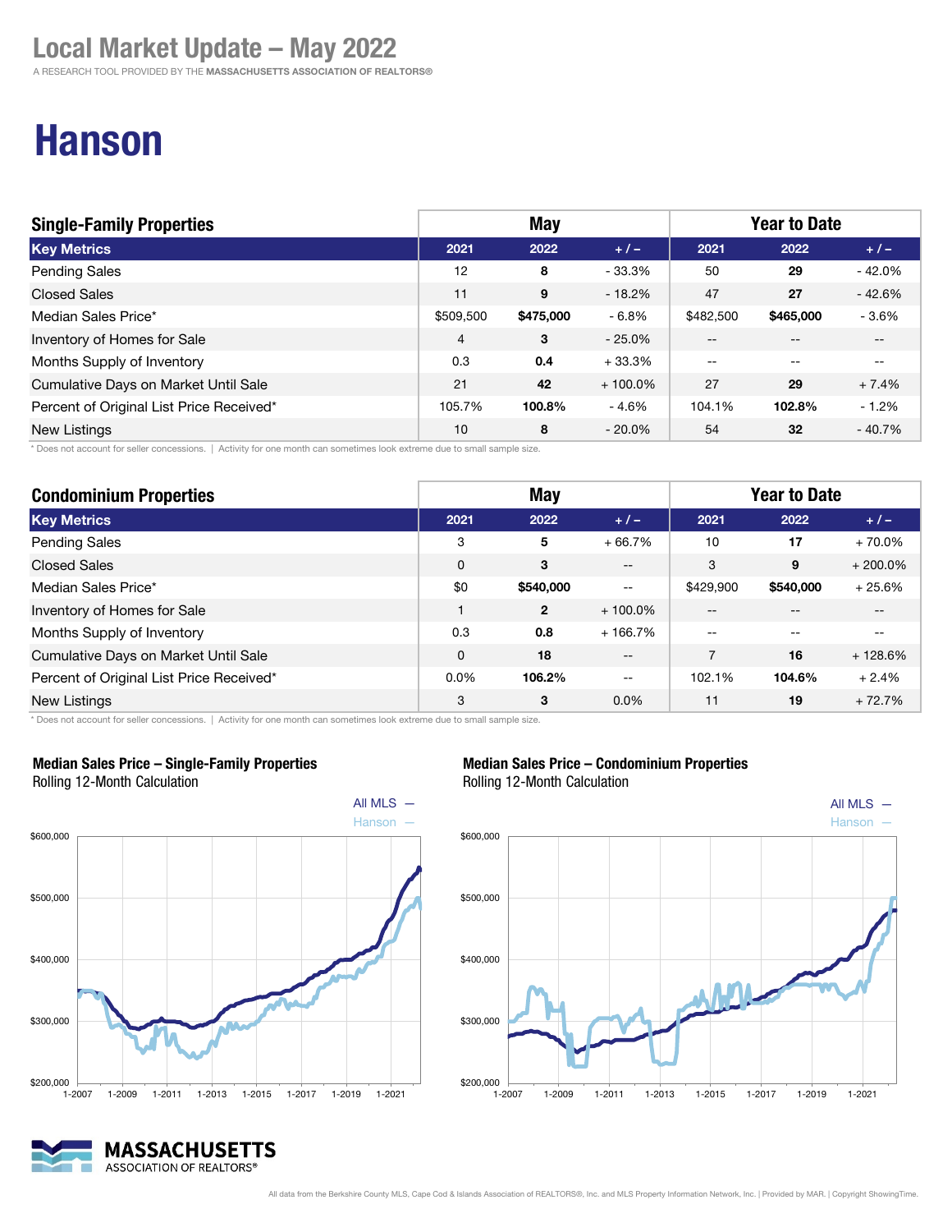# Local Market Update – May 2022

A RESEARCH TOOL PROVIDED BY THE **MASSACHUSETTS ASSOCIATION OF REALTORS®**

# Hanson

| Single-Family Properties | May | | | Year to Date | | |
|---|---|---|---|---|---|---|
| **Key Metrics** | **2021** | **2022** | **+ / –** | **2021** | **2022** | **+ / –** |
| Pending Sales | 12 | **8** | - 33.3% | 50 | **29** | - 42.0% |
| Closed Sales | 11 | **9** | - 18.2% | 47 | **27** | - 42.6% |
| Median Sales Price* | $509,500 | **$475,000** | - 6.8% | $482,500 | **$465,000** | - 3.6% |
| Inventory of Homes for Sale | 4 | **3** | - 25.0% | -- | -- | -- |
| Months Supply of Inventory | 0.3 | **0.4** | + 33.3% | -- | -- | -- |
| Cumulative Days on Market Until Sale | 21 | **42** | + 100.0% | 27 | **29** | + 7.4% |
| Percent of Original List Price Received* | 105.7% | **100.8%** | - 4.6% | 104.1% | **102.8%** | - 1.2% |
| New Listings | 10 | **8** | - 20.0% | 54 | **32** | - 40.7% |

\* Does not account for seller concessions. | Activity for one month can sometimes look extreme due to small sample size.

| Condominium Properties | May | | | Year to Date | | |
|---|---|---|---|---|---|---|
| **Key Metrics** | **2021** | **2022** | **+ / –** | **2021** | **2022** | **+ / –** |
| Pending Sales | 3 | **5** | + 66.7% | 10 | **17** | + 70.0% |
| Closed Sales | 0 | **3** | -- | 3 | **9** | + 200.0% |
| Median Sales Price* | $0 | **$540,000** | -- | $429,900 | **$540,000** | + 25.6% |
| Inventory of Homes for Sale | 1 | **2** | + 100.0% | -- | -- | -- |
| Months Supply of Inventory | 0.3 | **0.8** | + 166.7% | -- | -- | -- |
| Cumulative Days on Market Until Sale | 0 | **18** | -- | 7 | **16** | + 128.6% |
| Percent of Original List Price Received* | 0.0% | **106.2%** | -- | 102.1% | **104.6%** | + 2.4% |
| New Listings | 3 | **3** | 0.0% | 11 | **19** | + 72.7% |

\* Does not account for seller concessions. | Activity for one month can sometimes look extreme due to small sample size.

**Median Sales Price – Single-Family Properties**
Rolling 12-Month Calculation

All MLS —
Hanson —

$600,000
$500,000
$400,000
$300,000
$200,000

1-2007 1-2009 1-2011 1-2013 1-2015 1-2017 1-2019 1-2021

**Median Sales Price – Condominium Properties**
Rolling 12-Month Calculation

All MLS —
Hanson —

$600,000
$500,000
$400,000
$300,000
$200,000

1-2007 1-2009 1-2011 1-2013 1-2015 1-2017 1-2019 1-2021

MASSACHUSETTS ASSOCIATION OF REALTORS®

All data from the Berkshire County MLS, Cape Cod & Islands Association of REALTORS®, Inc. and MLS Property Information Network, Inc. | Provided by MAR. | Copyright ShowingTime.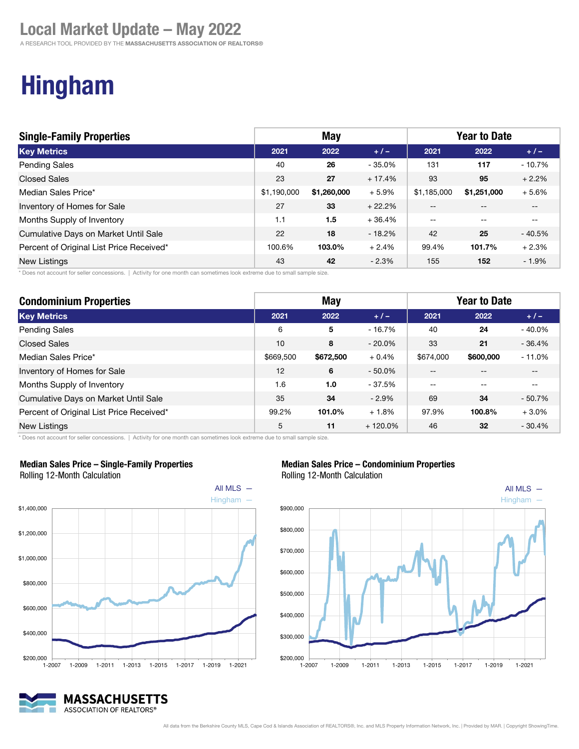# Local Market Update – May 2022

A RESEARCH TOOL PROVIDED BY THE **MASSACHUSETTS ASSOCIATION OF REALTORS®**

# Hingham

| Single-Family Properties | May | | | Year to Date | | |
|---|---|---|---|---|---|---|
| **Key Metrics** | **2021** | **2022** | **+ / –** | **2021** | **2022** | **+ / –** |
| Pending Sales | 40 | **26** | - 35.0% | 131 | **117** | - 10.7% |
| Closed Sales | 23 | **27** | + 17.4% | 93 | **95** | + 2.2% |
| Median Sales Price* | $1,190,000 | **$1,260,000** | + 5.9% | $1,185,000 | **$1,251,000** | + 5.6% |
| Inventory of Homes for Sale | 27 | **33** | + 22.2% | -- | -- | -- |
| Months Supply of Inventory | 1.1 | **1.5** | + 36.4% | -- | -- | -- |
| Cumulative Days on Market Until Sale | 22 | **18** | - 18.2% | 42 | **25** | - 40.5% |
| Percent of Original List Price Received* | 100.6% | **103.0%** | + 2.4% | 99.4% | **101.7%** | + 2.3% |
| New Listings | 43 | **42** | - 2.3% | 155 | **152** | - 1.9% |

* Does not account for seller concessions. | Activity for one month can sometimes look extreme due to small sample size.

| Condominium Properties | May | | | Year to Date | | |
|---|---|---|---|---|---|---|
| **Key Metrics** | **2021** | **2022** | **+ / –** | **2021** | **2022** | **+ / –** |
| Pending Sales | 6 | **5** | - 16.7% | 40 | **24** | - 40.0% |
| Closed Sales | 10 | **8** | - 20.0% | 33 | **21** | - 36.4% |
| Median Sales Price* | $669,500 | **$672,500** | + 0.4% | $674,000 | **$600,000** | - 11.0% |
| Inventory of Homes for Sale | 12 | **6** | - 50.0% | -- | -- | -- |
| Months Supply of Inventory | 1.6 | **1.0** | - 37.5% | -- | -- | -- |
| Cumulative Days on Market Until Sale | 35 | **34** | - 2.9% | 69 | **34** | - 50.7% |
| Percent of Original List Price Received* | 99.2% | **101.0%** | + 1.8% | 97.9% | **100.8%** | + 3.0% |
| New Listings | 5 | **11** | + 120.0% | 46 | **32** | - 30.4% |

* Does not account for seller concessions. | Activity for one month can sometimes look extreme due to small sample size.

**Median Sales Price – Single-Family Properties**
Rolling 12-Month Calculation

All MLS
Hingham

$1,400,000
$1,200,000
$1,000,000
$800,000
$600,000
$400,000
$200,000
1-2007 1-2009 1-2011 1-2013 1-2015 1-2017 1-2019 1-2021

**Median Sales Price – Condominium Properties**
Rolling 12-Month Calculation

All MLS
Hingham

$900,000
$800,000
$700,000
$600,000
$500,000
$400,000
$300,000
$200,000
1-2007 1-2009 1-2011 1-2013 1-2015 1-2017 1-2019 1-2021

MASSACHUSETTS ASSOCIATION OF REALTORS®

All data from the Berkshire County MLS, Cape Cod & Islands Association of REALTORS®, Inc. and MLS Property Information Network, Inc. | Provided by MAR. | Copyright ShowingTime.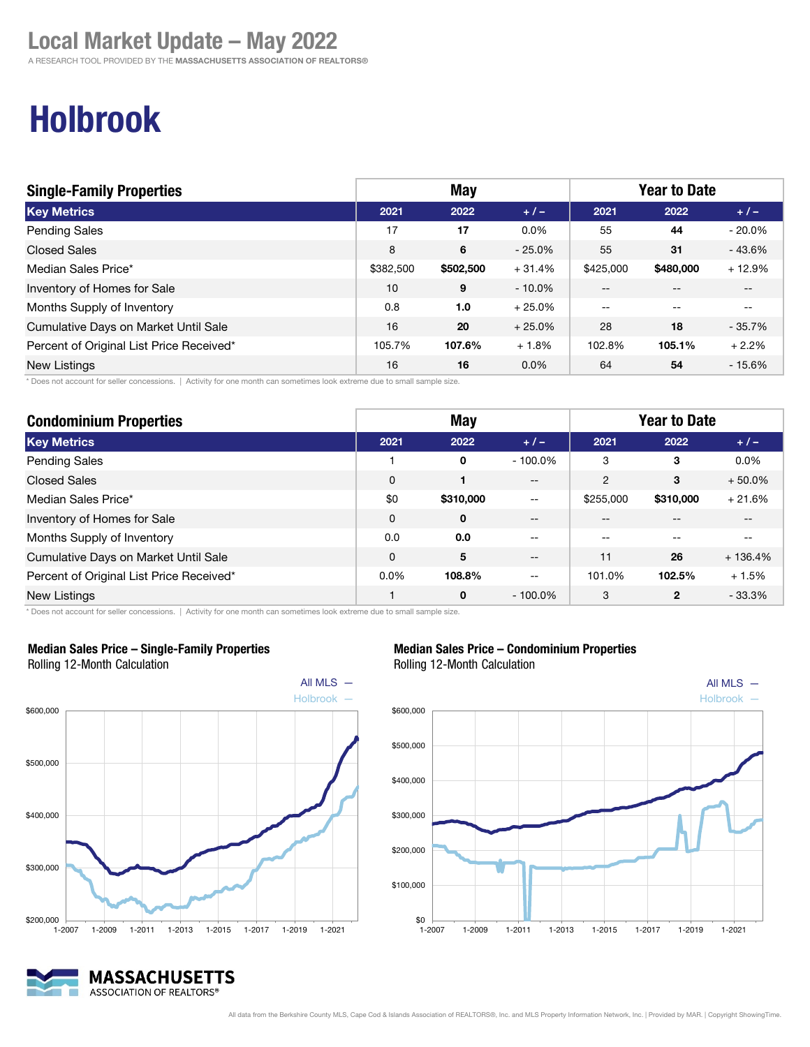# Local Market Update – May 2022

A RESEARCH TOOL PROVIDED BY THE **MASSACHUSETTS ASSOCIATION OF REALTORS®**

# Holbrook

| Single-Family Properties | May | | | Year to Date | | |
|---|---|---|---|---|---|---|
| **Key Metrics** | **2021** | **2022** | **+ / –** | **2021** | **2022** | **+ / –** |
| Pending Sales | 17 | **17** | 0.0% | 55 | **44** | - 20.0% |
| Closed Sales | 8 | **6** | - 25.0% | 55 | **31** | - 43.6% |
| Median Sales Price* | $382,500 | **$502,500** | + 31.4% | $425,000 | **$480,000** | + 12.9% |
| Inventory of Homes for Sale | 10 | **9** | - 10.0% | -- | -- | -- |
| Months Supply of Inventory | 0.8 | **1.0** | + 25.0% | -- | -- | -- |
| Cumulative Days on Market Until Sale | 16 | **20** | + 25.0% | 28 | **18** | - 35.7% |
| Percent of Original List Price Received* | 105.7% | **107.6%** | + 1.8% | 102.8% | **105.1%** | + 2.2% |
| New Listings | 16 | **16** | 0.0% | 64 | **54** | - 15.6% |

\* Does not account for seller concessions. | Activity for one month can sometimes look extreme due to small sample size.

| Condominium Properties | May | | | Year to Date | | |
|---|---|---|---|---|---|---|
| **Key Metrics** | **2021** | **2022** | **+ / –** | **2021** | **2022** | **+ / –** |
| Pending Sales | 1 | **0** | - 100.0% | 3 | **3** | 0.0% |
| Closed Sales | 0 | **1** | -- | 2 | **3** | + 50.0% |
| Median Sales Price* | $0 | **$310,000** | -- | $255,000 | **$310,000** | + 21.6% |
| Inventory of Homes for Sale | 0 | **0** | -- | -- | -- | -- |
| Months Supply of Inventory | 0.0 | **0.0** | -- | -- | -- | -- |
| Cumulative Days on Market Until Sale | 0 | **5** | -- | 11 | **26** | + 136.4% |
| Percent of Original List Price Received* | 0.0% | **108.8%** | -- | 101.0% | **102.5%** | + 1.5% |
| New Listings | 1 | **0** | - 100.0% | 3 | **2** | - 33.3% |

\* Does not account for seller concessions. | Activity for one month can sometimes look extreme due to small sample size.

**Median Sales Price – Single-Family Properties**
Rolling 12-Month Calculation

All MLS —
Holbrook —

$600,000
$500,000
$400,000
$300,000
$200,000
1-2007 1-2009 1-2011 1-2013 1-2015 1-2017 1-2019 1-2021

**Median Sales Price – Condominium Properties**
Rolling 12-Month Calculation

All MLS —
Holbrook —

$600,000
$500,000
$400,000
$300,000
$200,000
$100,000
$0
1-2007 1-2009 1-2011 1-2013 1-2015 1-2017 1-2019 1-2021

MASSACHUSETTS ASSOCIATION OF REALTORS®

All data from the Berkshire County MLS, Cape Cod & Islands Association of REALTORS®, Inc. and MLS Property Information Network, Inc. | Provided by MAR. | Copyright ShowingTime.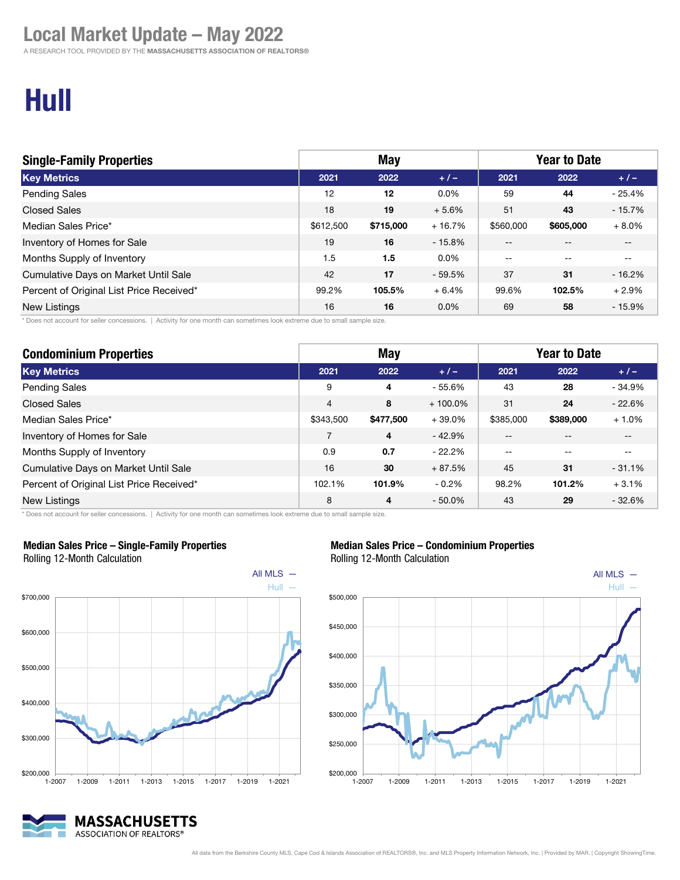# Local Market Update – May 2022

A RESEARCH TOOL PROVIDED BY THE **MASSACHUSETTS ASSOCIATION OF REALTORS®**

# Hull

## Single-Family Properties

| Key Metrics | May 2021 | May 2022 | + / – | Year to Date 2021 | Year to Date 2022 | + / – |
|---|---|---|---|---|---|---|
| Pending Sales | 12 | **12** | 0.0% | 59 | **44** | - 25.4% |
| Closed Sales | 18 | **19** | + 5.6% | 51 | **43** | - 15.7% |
| Median Sales Price* | $612,500 | **$715,000** | + 16.7% | $560,000 | **$605,000** | + 8.0% |
| Inventory of Homes for Sale | 19 | **16** | - 15.8% | -- | -- | -- |
| Months Supply of Inventory | 1.5 | **1.5** | 0.0% | -- | -- | -- |
| Cumulative Days on Market Until Sale | 42 | **17** | - 59.5% | 37 | **31** | - 16.2% |
| Percent of Original List Price Received* | 99.2% | **105.5%** | + 6.4% | 99.6% | **102.5%** | + 2.9% |
| New Listings | 16 | **16** | 0.0% | 69 | **58** | - 15.9% |

\* Does not account for seller concessions. | Activity for one month can sometimes look extreme due to small sample size.

## Condominium Properties

| Key Metrics | May 2021 | May 2022 | + / – | Year to Date 2021 | Year to Date 2022 | + / – |
|---|---|---|---|---|---|---|
| Pending Sales | 9 | **4** | - 55.6% | 43 | **28** | - 34.9% |
| Closed Sales | 4 | **8** | + 100.0% | 31 | **24** | - 22.6% |
| Median Sales Price* | $343,500 | **$477,500** | + 39.0% | $385,000 | **$389,000** | + 1.0% |
| Inventory of Homes for Sale | 7 | **4** | - 42.9% | -- | -- | -- |
| Months Supply of Inventory | 0.9 | **0.7** | - 22.2% | -- | -- | -- |
| Cumulative Days on Market Until Sale | 16 | **30** | + 87.5% | 45 | **31** | - 31.1% |
| Percent of Original List Price Received* | 102.1% | **101.9%** | - 0.2% | 98.2% | **101.2%** | + 3.1% |
| New Listings | 8 | **4** | - 50.0% | 43 | **29** | - 32.6% |

\* Does not account for seller concessions. | Activity for one month can sometimes look extreme due to small sample size.

### Median Sales Price – Single-Family Properties
Rolling 12-Month Calculation

All MLS —
Hull —

$700,000
$600,000
$500,000
$400,000
$300,000
$200,000

1-2007 1-2009 1-2011 1-2013 1-2015 1-2017 1-2019 1-2021

### Median Sales Price – Condominium Properties
Rolling 12-Month Calculation

All MLS —
Hull —

$500,000
$450,000
$400,000
$350,000
$300,000
$250,000
$200,000

1-2007 1-2009 1-2011 1-2013 1-2015 1-2017 1-2019 1-2021

MASSACHUSETTS ASSOCIATION OF REALTORS®

All data from the Berkshire County MLS, Cape Cod & Islands Association of REALTORS®, Inc. and MLS Property Information Network, Inc. | Provided by MAR. | Copyright ShowingTime.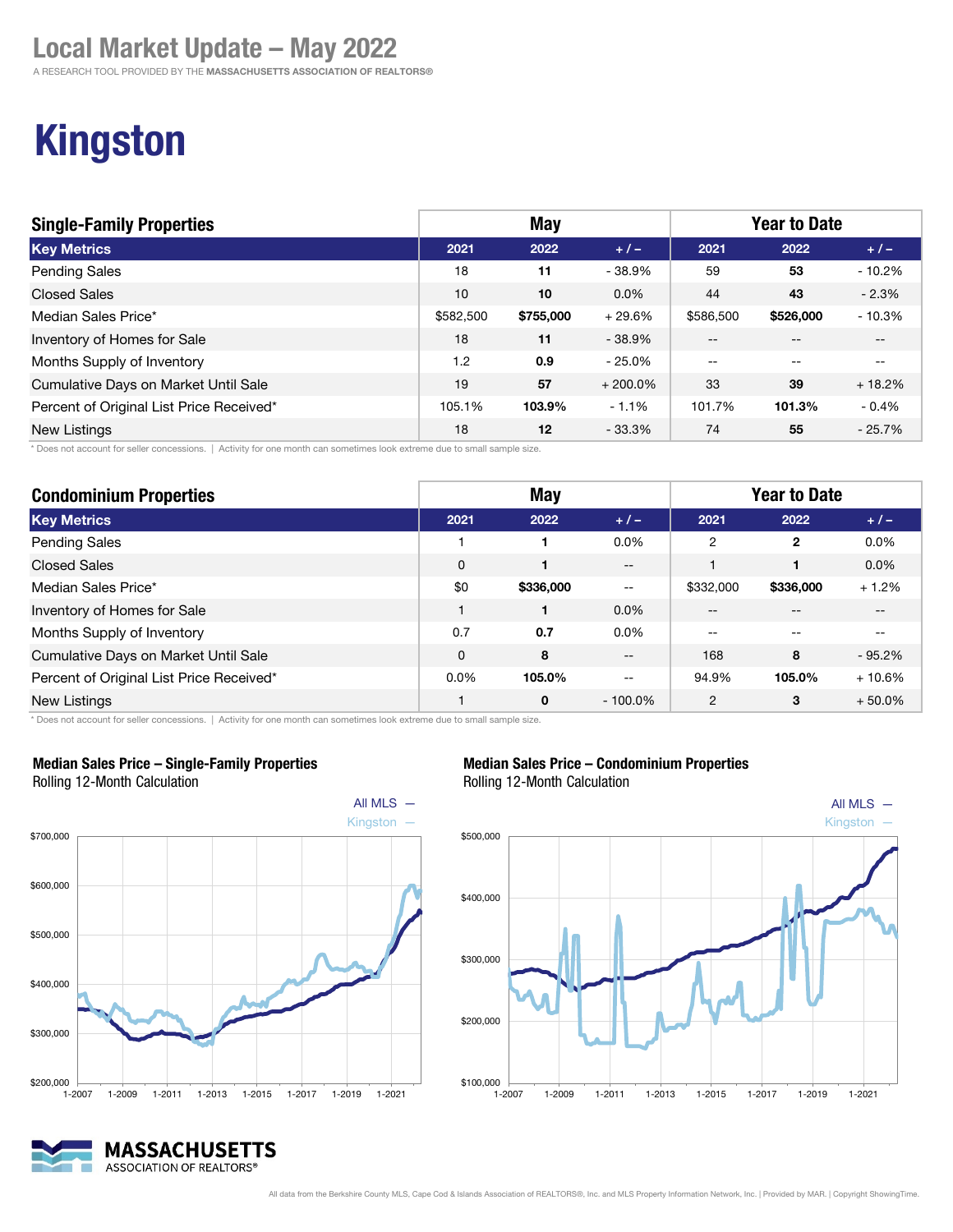# Local Market Update – May 2022

A RESEARCH TOOL PROVIDED BY THE **MASSACHUSETTS ASSOCIATION OF REALTORS®**

# Kingston

| Single-Family Properties | May | | | Year to Date | | |
|---|---|---|---|---|---|---|
| **Key Metrics** | **2021** | **2022** | **+ / –** | **2021** | **2022** | **+ / –** |
| Pending Sales | 18 | **11** | - 38.9% | 59 | **53** | - 10.2% |
| Closed Sales | 10 | **10** | 0.0% | 44 | **43** | - 2.3% |
| Median Sales Price* | $582,500 | **$755,000** | + 29.6% | $586,500 | **$526,000** | - 10.3% |
| Inventory of Homes for Sale | 18 | **11** | - 38.9% | -- | -- | -- |
| Months Supply of Inventory | 1.2 | **0.9** | - 25.0% | -- | -- | -- |
| Cumulative Days on Market Until Sale | 19 | **57** | + 200.0% | 33 | **39** | + 18.2% |
| Percent of Original List Price Received* | 105.1% | **103.9%** | - 1.1% | 101.7% | **101.3%** | - 0.4% |
| New Listings | 18 | **12** | - 33.3% | 74 | **55** | - 25.7% |

\* Does not account for seller concessions. | Activity for one month can sometimes look extreme due to small sample size.

| Condominium Properties | May | | | Year to Date | | |
|---|---|---|---|---|---|---|
| **Key Metrics** | **2021** | **2022** | **+ / –** | **2021** | **2022** | **+ / –** |
| Pending Sales | 1 | **1** | 0.0% | 2 | **2** | 0.0% |
| Closed Sales | 0 | **1** | -- | 1 | **1** | 0.0% |
| Median Sales Price* | $0 | **$336,000** | -- | $332,000 | **$336,000** | + 1.2% |
| Inventory of Homes for Sale | 1 | **1** | 0.0% | -- | -- | -- |
| Months Supply of Inventory | 0.7 | **0.7** | 0.0% | -- | -- | -- |
| Cumulative Days on Market Until Sale | 0 | **8** | -- | 168 | **8** | - 95.2% |
| Percent of Original List Price Received* | 0.0% | **105.0%** | -- | 94.9% | **105.0%** | + 10.6% |
| New Listings | 1 | **0** | - 100.0% | 2 | **3** | + 50.0% |

\* Does not account for seller concessions. | Activity for one month can sometimes look extreme due to small sample size.

**Median Sales Price – Single-Family Properties**
Rolling 12-Month Calculation

All MLS —
Kingston —

$700,000
$600,000
$500,000
$400,000
$300,000
$200,000

1-2007 1-2009 1-2011 1-2013 1-2015 1-2017 1-2019 1-2021

**Median Sales Price – Condominium Properties**
Rolling 12-Month Calculation

All MLS —
Kingston —

$500,000
$400,000
$300,000
$200,000
$100,000

1-2007 1-2009 1-2011 1-2013 1-2015 1-2017 1-2019 1-2021

MASSACHUSETTS ASSOCIATION OF REALTORS®

All data from the Berkshire County MLS, Cape Cod & Islands Association of REALTORS®, Inc. and MLS Property Information Network, Inc. | Provided by MAR. | Copyright ShowingTime.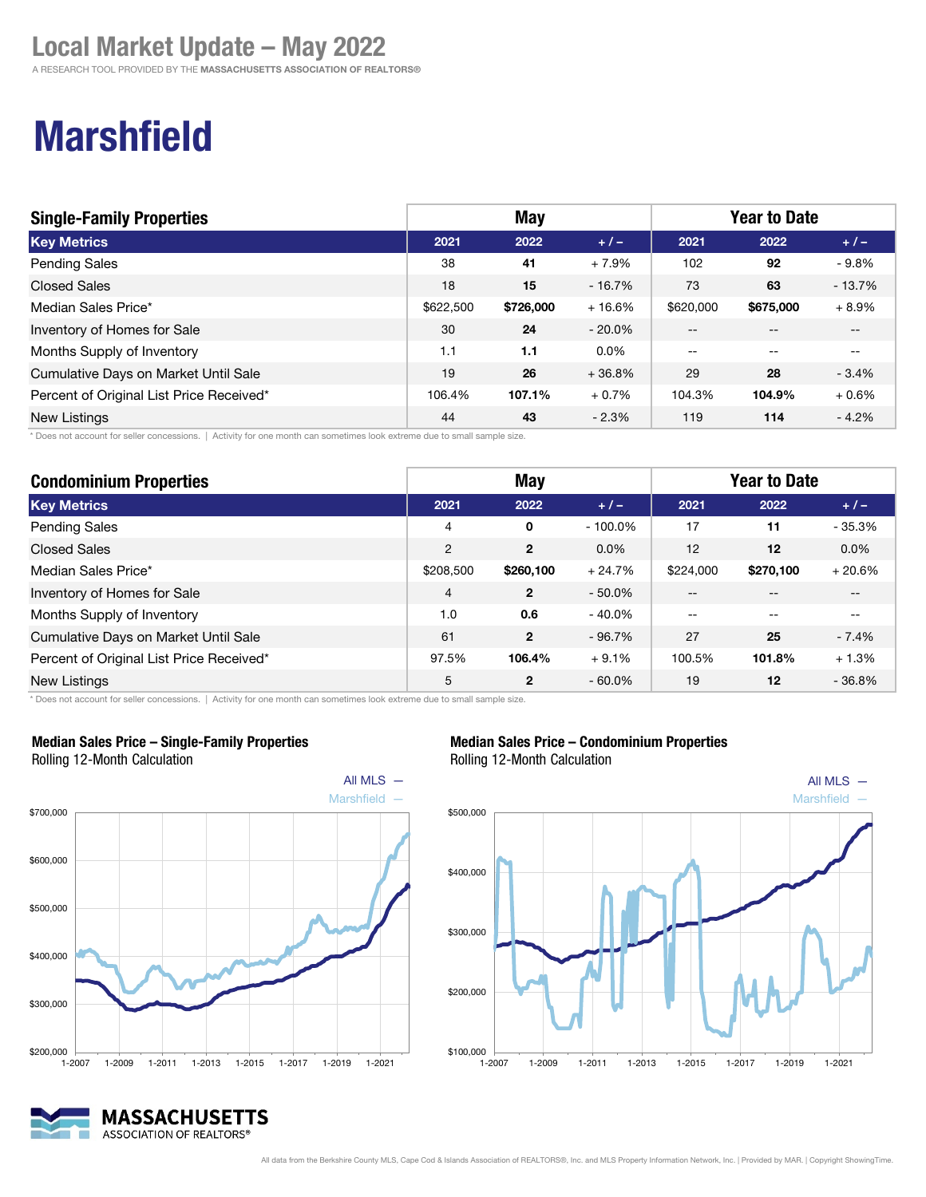# Local Market Update – May 2022

A RESEARCH TOOL PROVIDED BY THE **MASSACHUSETTS ASSOCIATION OF REALTORS®**

# Marshfield

| Single-Family Properties | May | | | Year to Date | | |
|---|---|---|---|---|---|---|
| **Key Metrics** | **2021** | **2022** | **+ / –** | **2021** | **2022** | **+ / –** |
| Pending Sales | 38 | **41** | + 7.9% | 102 | **92** | - 9.8% |
| Closed Sales | 18 | **15** | - 16.7% | 73 | **63** | - 13.7% |
| Median Sales Price* | $622,500 | **$726,000** | + 16.6% | $620,000 | **$675,000** | + 8.9% |
| Inventory of Homes for Sale | 30 | **24** | - 20.0% | -- | -- | -- |
| Months Supply of Inventory | 1.1 | **1.1** | 0.0% | -- | -- | -- |
| Cumulative Days on Market Until Sale | 19 | **26** | + 36.8% | 29 | **28** | - 3.4% |
| Percent of Original List Price Received* | 106.4% | **107.1%** | + 0.7% | 104.3% | **104.9%** | + 0.6% |
| New Listings | 44 | **43** | - 2.3% | 119 | **114** | - 4.2% |

* Does not account for seller concessions. | Activity for one month can sometimes look extreme due to small sample size.

| Condominium Properties | May | | | Year to Date | | |
|---|---|---|---|---|---|---|
| **Key Metrics** | **2021** | **2022** | **+ / –** | **2021** | **2022** | **+ / –** |
| Pending Sales | 4 | **0** | - 100.0% | 17 | **11** | - 35.3% |
| Closed Sales | 2 | **2** | 0.0% | 12 | **12** | 0.0% |
| Median Sales Price* | $208,500 | **$260,100** | + 24.7% | $224,000 | **$270,100** | + 20.6% |
| Inventory of Homes for Sale | 4 | **2** | - 50.0% | -- | -- | -- |
| Months Supply of Inventory | 1.0 | **0.6** | - 40.0% | -- | -- | -- |
| Cumulative Days on Market Until Sale | 61 | **2** | - 96.7% | 27 | **25** | - 7.4% |
| Percent of Original List Price Received* | 97.5% | **106.4%** | + 9.1% | 100.5% | **101.8%** | + 1.3% |
| New Listings | 5 | **2** | - 60.0% | 19 | **12** | - 36.8% |

* Does not account for seller concessions. | Activity for one month can sometimes look extreme due to small sample size.

**Median Sales Price – Single-Family Properties**
Rolling 12-Month Calculation

All MLS —
Marshfield —

$700,000
$600,000
$500,000
$400,000
$300,000
$200,000

1-2007 1-2009 1-2011 1-2013 1-2015 1-2017 1-2019 1-2021

**Median Sales Price – Condominium Properties**
Rolling 12-Month Calculation

All MLS —
Marshfield —

$500,000
$400,000
$300,000
$200,000
$100,000

1-2007 1-2009 1-2011 1-2013 1-2015 1-2017 1-2019 1-2021

All data from the Berkshire County MLS, Cape Cod & Islands Association of REALTORS®, Inc. and MLS Property Information Network, Inc. | Provided by MAR. | Copyright ShowingTime.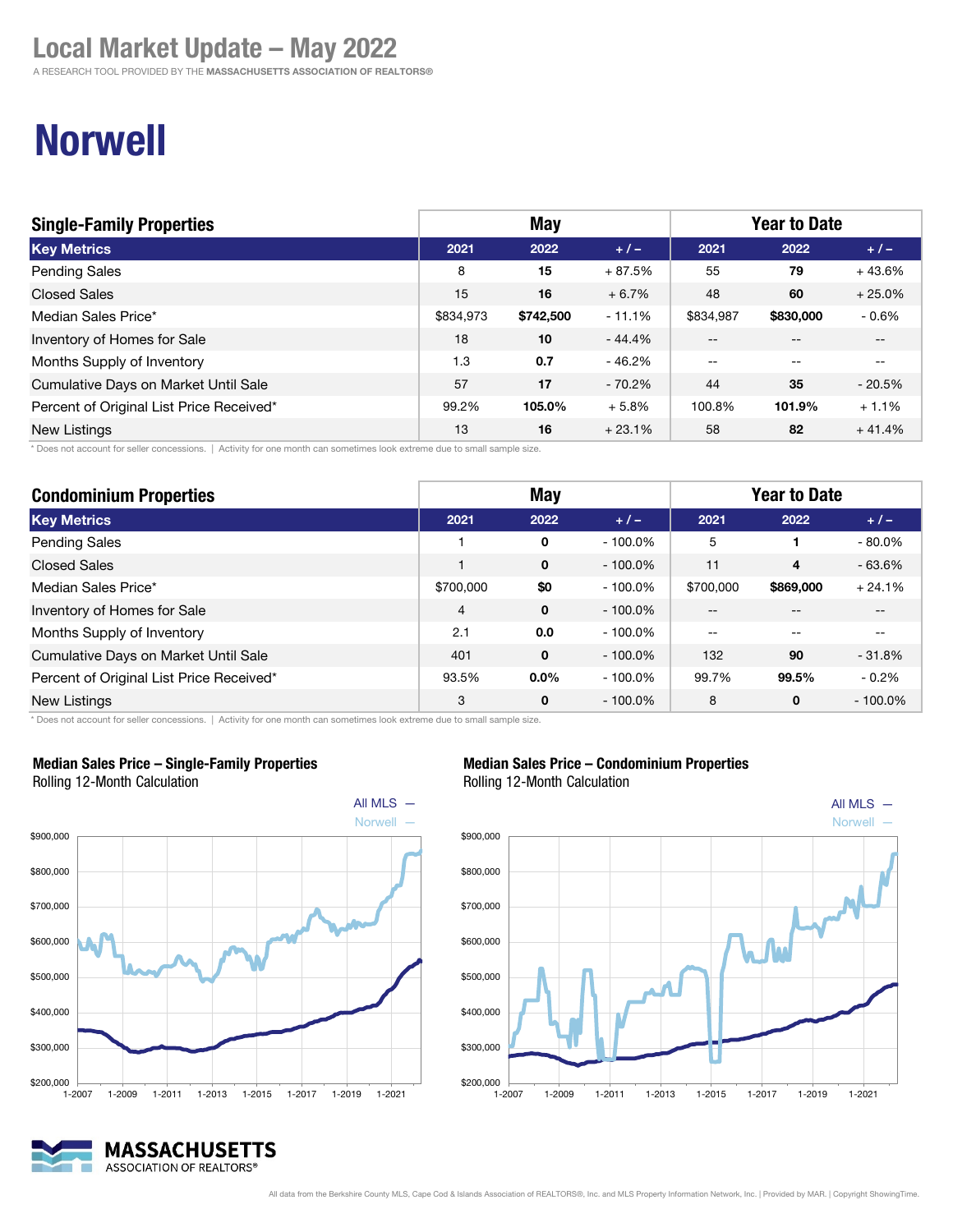# Local Market Update – May 2022

A RESEARCH TOOL PROVIDED BY THE **MASSACHUSETTS ASSOCIATION OF REALTORS®**

# Norwell

| Single-Family Properties | May | | | Year to Date | | |
|---|---|---|---|---|---|---|
| **Key Metrics** | **2021** | **2022** | **+ / –** | **2021** | **2022** | **+ / –** |
| Pending Sales | 8 | **15** | + 87.5% | 55 | **79** | + 43.6% |
| Closed Sales | 15 | **16** | + 6.7% | 48 | **60** | + 25.0% |
| Median Sales Price* | $834,973 | **$742,500** | - 11.1% | $834,987 | **$830,000** | - 0.6% |
| Inventory of Homes for Sale | 18 | **10** | - 44.4% | -- | -- | -- |
| Months Supply of Inventory | 1.3 | **0.7** | - 46.2% | -- | -- | -- |
| Cumulative Days on Market Until Sale | 57 | **17** | - 70.2% | 44 | **35** | - 20.5% |
| Percent of Original List Price Received* | 99.2% | **105.0%** | + 5.8% | 100.8% | **101.9%** | + 1.1% |
| New Listings | 13 | **16** | + 23.1% | 58 | **82** | + 41.4% |

\* Does not account for seller concessions. | Activity for one month can sometimes look extreme due to small sample size.

| Condominium Properties | May | | | Year to Date | | |
|---|---|---|---|---|---|---|
| **Key Metrics** | **2021** | **2022** | **+ / –** | **2021** | **2022** | **+ / –** |
| Pending Sales | 1 | **0** | - 100.0% | 5 | **1** | - 80.0% |
| Closed Sales | 1 | **0** | - 100.0% | 11 | **4** | - 63.6% |
| Median Sales Price* | $700,000 | **$0** | - 100.0% | $700,000 | **$869,000** | + 24.1% |
| Inventory of Homes for Sale | 4 | **0** | - 100.0% | -- | -- | -- |
| Months Supply of Inventory | 2.1 | **0.0** | - 100.0% | -- | -- | -- |
| Cumulative Days on Market Until Sale | 401 | **0** | - 100.0% | 132 | **90** | - 31.8% |
| Percent of Original List Price Received* | 93.5% | **0.0%** | - 100.0% | 99.7% | **99.5%** | - 0.2% |
| New Listings | 3 | **0** | - 100.0% | 8 | **0** | - 100.0% |

\* Does not account for seller concessions. | Activity for one month can sometimes look extreme due to small sample size.

**Median Sales Price – Single-Family Properties**
Rolling 12-Month Calculation

**Median Sales Price – Condominium Properties**
Rolling 12-Month Calculation

All data from the Berkshire County MLS, Cape Cod & Islands Association of REALTORS®, Inc. and MLS Property Information Network, Inc. | Provided by MAR. | Copyright ShowingTime.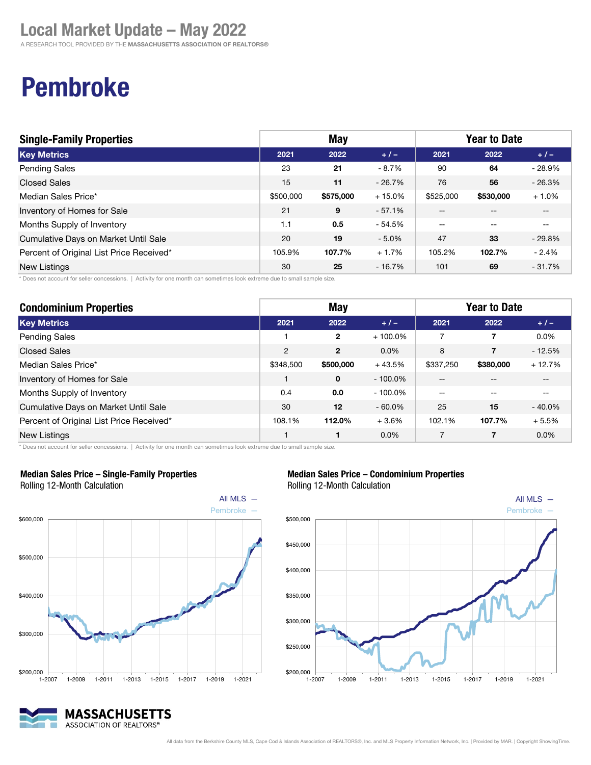# Local Market Update – May 2022

A RESEARCH TOOL PROVIDED BY THE **MASSACHUSETTS ASSOCIATION OF REALTORS®**

# Pembroke

| Single-Family Properties | May | | | Year to Date | | |
|---|---|---|---|---|---|---|
| **Key Metrics** | **2021** | **2022** | **+ / –** | **2021** | **2022** | **+ / –** |
| Pending Sales | 23 | **21** | - 8.7% | 90 | **64** | - 28.9% |
| Closed Sales | 15 | **11** | - 26.7% | 76 | **56** | - 26.3% |
| Median Sales Price* | $500,000 | **$575,000** | + 15.0% | $525,000 | **$530,000** | + 1.0% |
| Inventory of Homes for Sale | 21 | **9** | - 57.1% | -- | -- | -- |
| Months Supply of Inventory | 1.1 | **0.5** | - 54.5% | -- | -- | -- |
| Cumulative Days on Market Until Sale | 20 | **19** | - 5.0% | 47 | **33** | - 29.8% |
| Percent of Original List Price Received* | 105.9% | **107.7%** | + 1.7% | 105.2% | **102.7%** | - 2.4% |
| New Listings | 30 | **25** | - 16.7% | 101 | **69** | - 31.7% |

* Does not account for seller concessions. | Activity for one month can sometimes look extreme due to small sample size.

| Condominium Properties | May | | | Year to Date | | |
|---|---|---|---|---|---|---|
| **Key Metrics** | **2021** | **2022** | **+ / –** | **2021** | **2022** | **+ / –** |
| Pending Sales | 1 | **2** | + 100.0% | 7 | **7** | 0.0% |
| Closed Sales | 2 | **2** | 0.0% | 8 | **7** | - 12.5% |
| Median Sales Price* | $348,500 | **$500,000** | + 43.5% | $337,250 | **$380,000** | + 12.7% |
| Inventory of Homes for Sale | 1 | **0** | - 100.0% | -- | -- | -- |
| Months Supply of Inventory | 0.4 | **0.0** | - 100.0% | -- | -- | -- |
| Cumulative Days on Market Until Sale | 30 | **12** | - 60.0% | 25 | **15** | - 40.0% |
| Percent of Original List Price Received* | 108.1% | **112.0%** | + 3.6% | 102.1% | **107.7%** | + 5.5% |
| New Listings | 1 | **1** | 0.0% | 7 | **7** | 0.0% |

* Does not account for seller concessions. | Activity for one month can sometimes look extreme due to small sample size.

**Median Sales Price – Single-Family Properties**
Rolling 12-Month Calculation

All MLS — Pembroke —

**Median Sales Price – Condominium Properties**
Rolling 12-Month Calculation

All MLS — Pembroke —

All data from the Berkshire County MLS, Cape Cod & Islands Association of REALTORS®, Inc. and MLS Property Information Network, Inc. | Provided by MAR. | Copyright ShowingTime.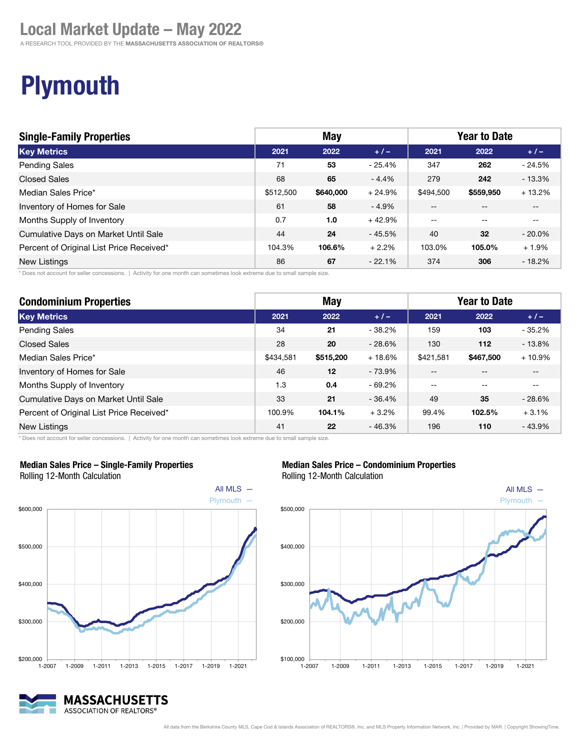# Local Market Update – May 2022

A RESEARCH TOOL PROVIDED BY THE **MASSACHUSETTS ASSOCIATION OF REALTORS®**

# Plymouth

| Single-Family Properties | May | | | Year to Date | | |
|---|---|---|---|---|---|---|
| **Key Metrics** | **2021** | **2022** | **+ / –** | **2021** | **2022** | **+ / –** |
| Pending Sales | 71 | **53** | - 25.4% | 347 | **262** | - 24.5% |
| Closed Sales | 68 | **65** | - 4.4% | 279 | **242** | - 13.3% |
| Median Sales Price* | $512,500 | **$640,000** | + 24.9% | $494,500 | **$559,950** | + 13.2% |
| Inventory of Homes for Sale | 61 | **58** | - 4.9% | -- | -- | -- |
| Months Supply of Inventory | 0.7 | **1.0** | + 42.9% | -- | -- | -- |
| Cumulative Days on Market Until Sale | 44 | **24** | - 45.5% | 40 | **32** | - 20.0% |
| Percent of Original List Price Received* | 104.3% | **106.6%** | + 2.2% | 103.0% | **105.0%** | + 1.9% |
| New Listings | 86 | **67** | - 22.1% | 374 | **306** | - 18.2% |

\* Does not account for seller concessions. | Activity for one month can sometimes look extreme due to small sample size.

| Condominium Properties | May | | | Year to Date | | |
|---|---|---|---|---|---|---|
| **Key Metrics** | **2021** | **2022** | **+ / –** | **2021** | **2022** | **+ / –** |
| Pending Sales | 34 | **21** | - 38.2% | 159 | **103** | - 35.2% |
| Closed Sales | 28 | **20** | - 28.6% | 130 | **112** | - 13.8% |
| Median Sales Price* | $434,581 | **$515,200** | + 18.6% | $421,581 | **$467,500** | + 10.9% |
| Inventory of Homes for Sale | 46 | **12** | - 73.9% | -- | -- | -- |
| Months Supply of Inventory | 1.3 | **0.4** | - 69.2% | -- | -- | -- |
| Cumulative Days on Market Until Sale | 33 | **21** | - 36.4% | 49 | **35** | - 28.6% |
| Percent of Original List Price Received* | 100.9% | **104.1%** | + 3.2% | 99.4% | **102.5%** | + 3.1% |
| New Listings | 41 | **22** | - 46.3% | 196 | **110** | - 43.9% |

\* Does not account for seller concessions. | Activity for one month can sometimes look extreme due to small sample size.

**Median Sales Price – Single-Family Properties**
Rolling 12-Month Calculation

All MLS — Plymouth —

**Median Sales Price – Condominium Properties**
Rolling 12-Month Calculation

All MLS — Plymouth —

All data from the Berkshire County MLS, Cape Cod & Islands Association of REALTORS®, Inc. and MLS Property Information Network, Inc. | Provided by MAR. | Copyright ShowingTime.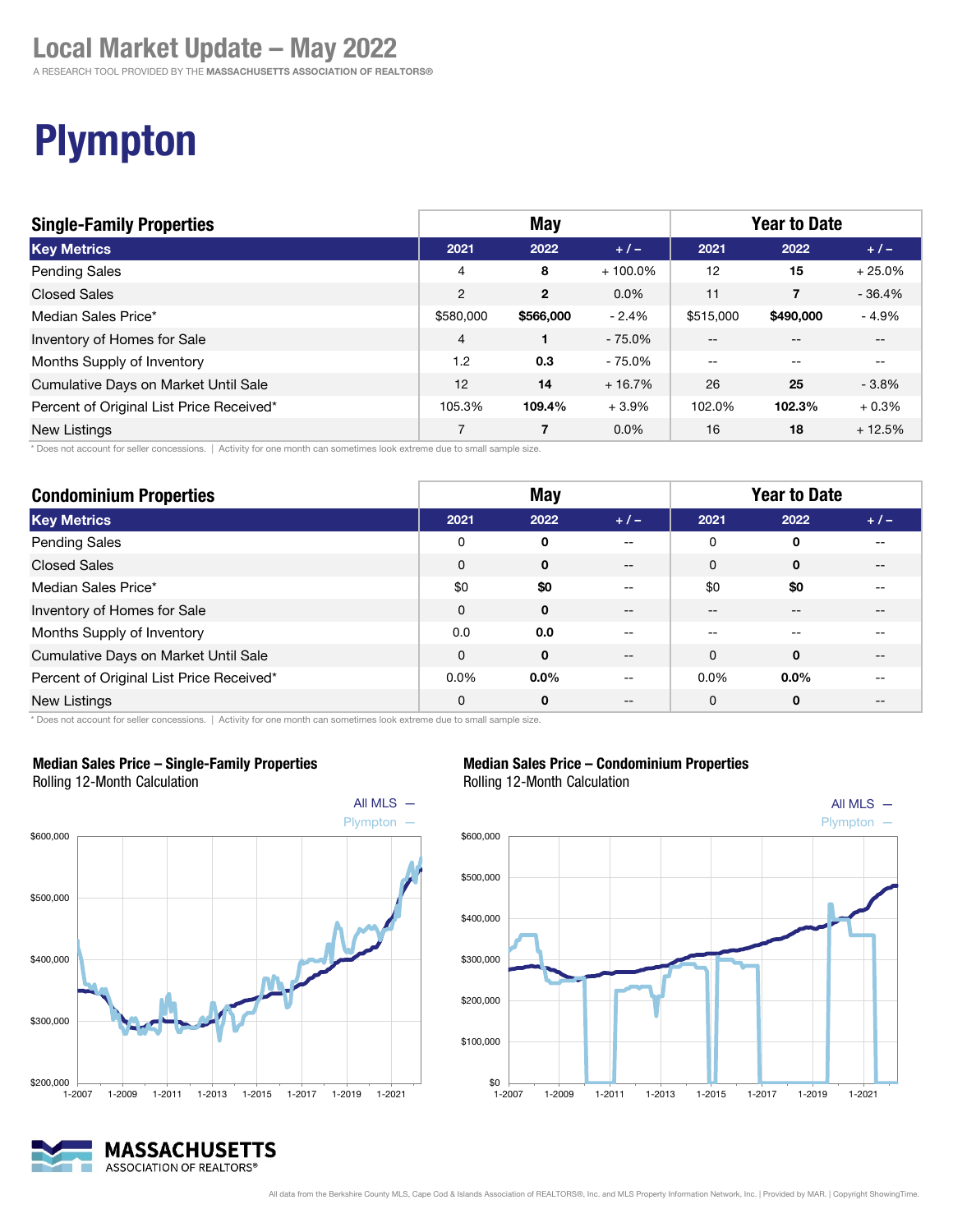# Local Market Update – May 2022

A RESEARCH TOOL PROVIDED BY THE **MASSACHUSETTS ASSOCIATION OF REALTORS®**

# Plympton

| Single-Family Properties | May | | | Year to Date | | |
|---|---|---|---|---|---|---|
| **Key Metrics** | **2021** | **2022** | **+ / –** | **2021** | **2022** | **+ / –** |
| Pending Sales | 4 | **8** | + 100.0% | 12 | **15** | + 25.0% |
| Closed Sales | 2 | **2** | 0.0% | 11 | **7** | - 36.4% |
| Median Sales Price* | $580,000 | **$566,000** | - 2.4% | $515,000 | **$490,000** | - 4.9% |
| Inventory of Homes for Sale | 4 | **1** | - 75.0% | -- | -- | -- |
| Months Supply of Inventory | 1.2 | **0.3** | - 75.0% | -- | -- | -- |
| Cumulative Days on Market Until Sale | 12 | **14** | + 16.7% | 26 | **25** | - 3.8% |
| Percent of Original List Price Received* | 105.3% | **109.4%** | + 3.9% | 102.0% | **102.3%** | + 0.3% |
| New Listings | 7 | **7** | 0.0% | 16 | **18** | + 12.5% |

\* Does not account for seller concessions. | Activity for one month can sometimes look extreme due to small sample size.

| Condominium Properties | May | | | Year to Date | | |
|---|---|---|---|---|---|---|
| **Key Metrics** | **2021** | **2022** | **+ / –** | **2021** | **2022** | **+ / –** |
| Pending Sales | 0 | **0** | -- | 0 | **0** | -- |
| Closed Sales | 0 | **0** | -- | 0 | **0** | -- |
| Median Sales Price* | $0 | **$0** | -- | $0 | **$0** | -- |
| Inventory of Homes for Sale | 0 | **0** | -- | -- | -- | -- |
| Months Supply of Inventory | 0.0 | **0.0** | -- | -- | -- | -- |
| Cumulative Days on Market Until Sale | 0 | **0** | -- | 0 | **0** | -- |
| Percent of Original List Price Received* | 0.0% | **0.0%** | -- | 0.0% | **0.0%** | -- |
| New Listings | 0 | **0** | -- | 0 | **0** | -- |

\* Does not account for seller concessions. | Activity for one month can sometimes look extreme due to small sample size.

**Median Sales Price – Single-Family Properties**
Rolling 12-Month Calculation

**Median Sales Price – Condominium Properties**
Rolling 12-Month Calculation

All data from the Berkshire County MLS, Cape Cod & Islands Association of REALTORS®, Inc. and MLS Property Information Network, Inc. | Provided by MAR. | Copyright ShowingTime.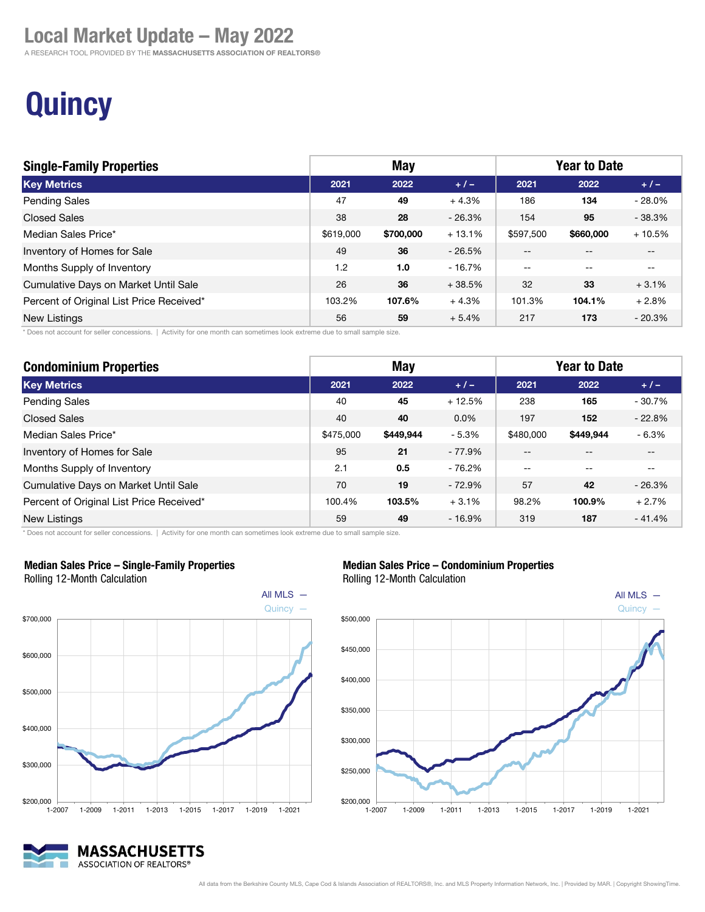# Local Market Update – May 2022

A RESEARCH TOOL PROVIDED BY THE **MASSACHUSETTS ASSOCIATION OF REALTORS®**

# Quincy

| Single-Family Properties | May | | | Year to Date | | |
|---|---|---|---|---|---|---|
| **Key Metrics** | **2021** | **2022** | **+ / –** | **2021** | **2022** | **+ / –** |
| Pending Sales | 47 | **49** | + 4.3% | 186 | **134** | - 28.0% |
| Closed Sales | 38 | **28** | - 26.3% | 154 | **95** | - 38.3% |
| Median Sales Price* | $619,000 | **$700,000** | + 13.1% | $597,500 | **$660,000** | + 10.5% |
| Inventory of Homes for Sale | 49 | **36** | - 26.5% | -- | -- | -- |
| Months Supply of Inventory | 1.2 | **1.0** | - 16.7% | -- | -- | -- |
| Cumulative Days on Market Until Sale | 26 | **36** | + 38.5% | 32 | **33** | + 3.1% |
| Percent of Original List Price Received* | 103.2% | **107.6%** | + 4.3% | 101.3% | **104.1%** | + 2.8% |
| New Listings | 56 | **59** | + 5.4% | 217 | **173** | - 20.3% |

\* Does not account for seller concessions. | Activity for one month can sometimes look extreme due to small sample size.

| Condominium Properties | May | | | Year to Date | | |
|---|---|---|---|---|---|---|
| **Key Metrics** | **2021** | **2022** | **+ / –** | **2021** | **2022** | **+ / –** |
| Pending Sales | 40 | **45** | + 12.5% | 238 | **165** | - 30.7% |
| Closed Sales | 40 | **40** | 0.0% | 197 | **152** | - 22.8% |
| Median Sales Price* | $475,000 | **$449,944** | - 5.3% | $480,000 | **$449,944** | - 6.3% |
| Inventory of Homes for Sale | 95 | **21** | - 77.9% | -- | -- | -- |
| Months Supply of Inventory | 2.1 | **0.5** | - 76.2% | -- | -- | -- |
| Cumulative Days on Market Until Sale | 70 | **19** | - 72.9% | 57 | **42** | - 26.3% |
| Percent of Original List Price Received* | 100.4% | **103.5%** | + 3.1% | 98.2% | **100.9%** | + 2.7% |
| New Listings | 59 | **49** | - 16.9% | 319 | **187** | - 41.4% |

\* Does not account for seller concessions. | Activity for one month can sometimes look extreme due to small sample size.

**Median Sales Price – Single-Family Properties**
Rolling 12-Month Calculation

**Median Sales Price – Condominium Properties**
Rolling 12-Month Calculation

All data from the Berkshire County MLS, Cape Cod & Islands Association of REALTORS®, Inc. and MLS Property Information Network, Inc. | Provided by MAR. | Copyright ShowingTime.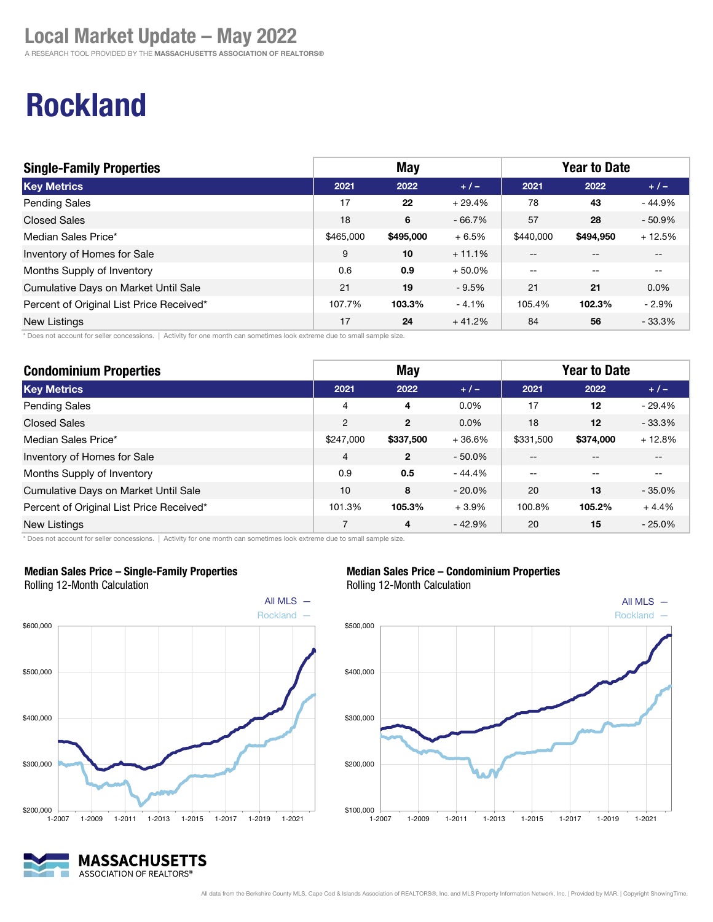# Local Market Update – May 2022

A RESEARCH TOOL PROVIDED BY THE **MASSACHUSETTS ASSOCIATION OF REALTORS®**

# Rockland

| Single-Family Properties | May | | | Year to Date | | |
|---|---|---|---|---|---|---|
| **Key Metrics** | **2021** | **2022** | **+ / –** | **2021** | **2022** | **+ / –** |
| Pending Sales | 17 | **22** | + 29.4% | 78 | **43** | - 44.9% |
| Closed Sales | 18 | **6** | - 66.7% | 57 | **28** | - 50.9% |
| Median Sales Price* | $465,000 | **$495,000** | + 6.5% | $440,000 | **$494,950** | + 12.5% |
| Inventory of Homes for Sale | 9 | **10** | + 11.1% | -- | -- | -- |
| Months Supply of Inventory | 0.6 | **0.9** | + 50.0% | -- | -- | -- |
| Cumulative Days on Market Until Sale | 21 | **19** | - 9.5% | 21 | **21** | 0.0% |
| Percent of Original List Price Received* | 107.7% | **103.3%** | - 4.1% | 105.4% | **102.3%** | - 2.9% |
| New Listings | 17 | **24** | + 41.2% | 84 | **56** | - 33.3% |

* Does not account for seller concessions. | Activity for one month can sometimes look extreme due to small sample size.

| Condominium Properties | May | | | Year to Date | | |
|---|---|---|---|---|---|---|
| **Key Metrics** | **2021** | **2022** | **+ / –** | **2021** | **2022** | **+ / –** |
| Pending Sales | 4 | **4** | 0.0% | 17 | **12** | - 29.4% |
| Closed Sales | 2 | **2** | 0.0% | 18 | **12** | - 33.3% |
| Median Sales Price* | $247,000 | **$337,500** | + 36.6% | $331,500 | **$374,000** | + 12.8% |
| Inventory of Homes for Sale | 4 | **2** | - 50.0% | -- | -- | -- |
| Months Supply of Inventory | 0.9 | **0.5** | - 44.4% | -- | -- | -- |
| Cumulative Days on Market Until Sale | 10 | **8** | - 20.0% | 20 | **13** | - 35.0% |
| Percent of Original List Price Received* | 101.3% | **105.3%** | + 3.9% | 100.8% | **105.2%** | + 4.4% |
| New Listings | 7 | **4** | - 42.9% | 20 | **15** | - 25.0% |

* Does not account for seller concessions. | Activity for one month can sometimes look extreme due to small sample size.

**Median Sales Price – Single-Family Properties**
Rolling 12-Month Calculation

**Median Sales Price – Condominium Properties**
Rolling 12-Month Calculation

All data from the Berkshire County MLS, Cape Cod & Islands Association of REALTORS®, Inc. and MLS Property Information Network, Inc. | Provided by MAR. | Copyright ShowingTime.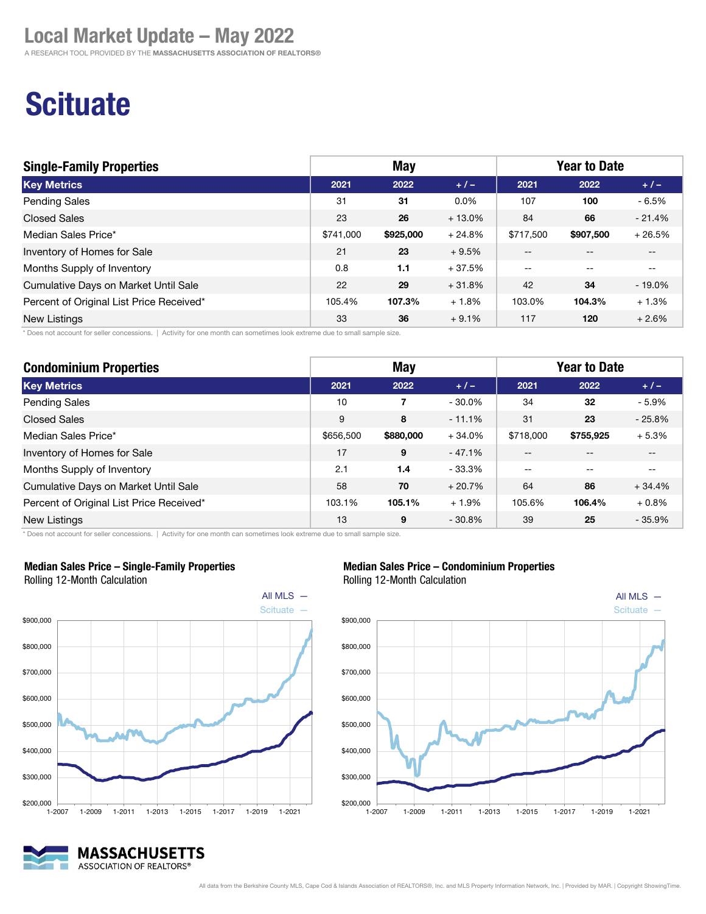# Local Market Update – May 2022

A RESEARCH TOOL PROVIDED BY THE **MASSACHUSETTS ASSOCIATION OF REALTORS®**

# Scituate

| Single-Family Properties | May | | | Year to Date | | |
|---|---|---|---|---|---|---|
| **Key Metrics** | **2021** | **2022** | **+ / –** | **2021** | **2022** | **+ / –** |
| Pending Sales | 31 | **31** | 0.0% | 107 | **100** | - 6.5% |
| Closed Sales | 23 | **26** | + 13.0% | 84 | **66** | - 21.4% |
| Median Sales Price* | $741,000 | **$925,000** | + 24.8% | $717,500 | **$907,500** | + 26.5% |
| Inventory of Homes for Sale | 21 | **23** | + 9.5% | -- | -- | -- |
| Months Supply of Inventory | 0.8 | **1.1** | + 37.5% | -- | -- | -- |
| Cumulative Days on Market Until Sale | 22 | **29** | + 31.8% | 42 | **34** | - 19.0% |
| Percent of Original List Price Received* | 105.4% | **107.3%** | + 1.8% | 103.0% | **104.3%** | + 1.3% |
| New Listings | 33 | **36** | + 9.1% | 117 | **120** | + 2.6% |

\* Does not account for seller concessions. | Activity for one month can sometimes look extreme due to small sample size.

| Condominium Properties | May | | | Year to Date | | |
|---|---|---|---|---|---|---|
| **Key Metrics** | **2021** | **2022** | **+ / –** | **2021** | **2022** | **+ / –** |
| Pending Sales | 10 | **7** | - 30.0% | 34 | **32** | - 5.9% |
| Closed Sales | 9 | **8** | - 11.1% | 31 | **23** | - 25.8% |
| Median Sales Price* | $656,500 | **$880,000** | + 34.0% | $718,000 | **$755,925** | + 5.3% |
| Inventory of Homes for Sale | 17 | **9** | - 47.1% | -- | -- | -- |
| Months Supply of Inventory | 2.1 | **1.4** | - 33.3% | -- | -- | -- |
| Cumulative Days on Market Until Sale | 58 | **70** | + 20.7% | 64 | **86** | + 34.4% |
| Percent of Original List Price Received* | 103.1% | **105.1%** | + 1.9% | 105.6% | **106.4%** | + 0.8% |
| New Listings | 13 | **9** | - 30.8% | 39 | **25** | - 35.9% |

\* Does not account for seller concessions. | Activity for one month can sometimes look extreme due to small sample size.

**Median Sales Price – Single-Family Properties**
Rolling 12-Month Calculation

All MLS —
Scituate —

**Median Sales Price – Condominium Properties**
Rolling 12-Month Calculation

All MLS —
Scituate —

All data from the Berkshire County MLS, Cape Cod & Islands Association of REALTORS®, Inc. and MLS Property Information Network, Inc. | Provided by MAR. | Copyright ShowingTime.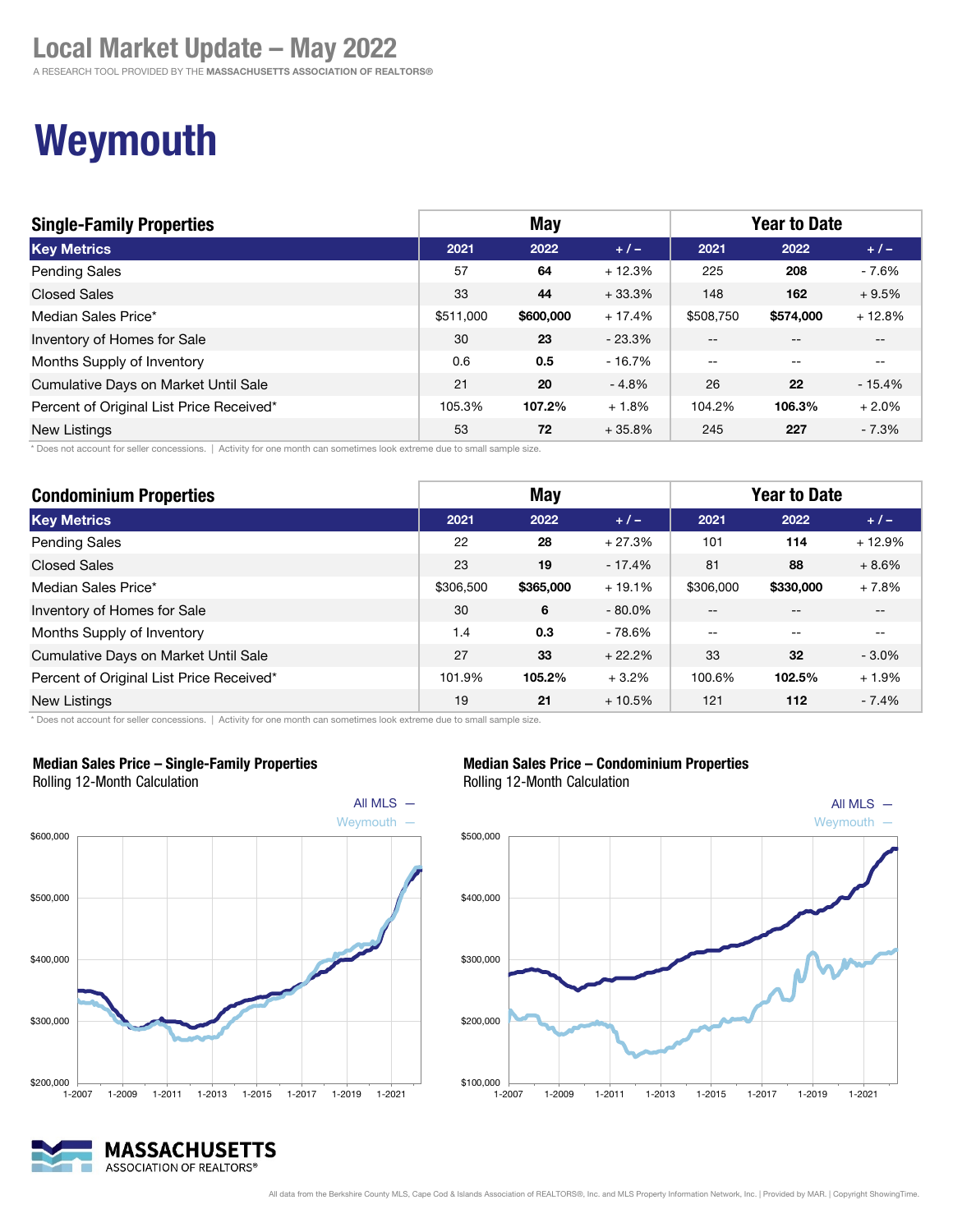# Local Market Update – May 2022

A RESEARCH TOOL PROVIDED BY THE **MASSACHUSETTS ASSOCIATION OF REALTORS®**

# Weymouth

| Single-Family Properties | May | | | Year to Date | | |
|---|---|---|---|---|---|---|
| **Key Metrics** | **2021** | **2022** | **+ / –** | **2021** | **2022** | **+ / –** |
| Pending Sales | 57 | **64** | + 12.3% | 225 | **208** | - 7.6% |
| Closed Sales | 33 | **44** | + 33.3% | 148 | **162** | + 9.5% |
| Median Sales Price* | $511,000 | **$600,000** | + 17.4% | $508,750 | **$574,000** | + 12.8% |
| Inventory of Homes for Sale | 30 | **23** | - 23.3% | -- | -- | -- |
| Months Supply of Inventory | 0.6 | **0.5** | - 16.7% | -- | -- | -- |
| Cumulative Days on Market Until Sale | 21 | **20** | - 4.8% | 26 | **22** | - 15.4% |
| Percent of Original List Price Received* | 105.3% | **107.2%** | + 1.8% | 104.2% | **106.3%** | + 2.0% |
| New Listings | 53 | **72** | + 35.8% | 245 | **227** | - 7.3% |

* Does not account for seller concessions. | Activity for one month can sometimes look extreme due to small sample size.

| Condominium Properties | May | | | Year to Date | | |
|---|---|---|---|---|---|---|
| **Key Metrics** | **2021** | **2022** | **+ / –** | **2021** | **2022** | **+ / –** |
| Pending Sales | 22 | **28** | + 27.3% | 101 | **114** | + 12.9% |
| Closed Sales | 23 | **19** | - 17.4% | 81 | **88** | + 8.6% |
| Median Sales Price* | $306,500 | **$365,000** | + 19.1% | $306,000 | **$330,000** | + 7.8% |
| Inventory of Homes for Sale | 30 | **6** | - 80.0% | -- | -- | -- |
| Months Supply of Inventory | 1.4 | **0.3** | - 78.6% | -- | -- | -- |
| Cumulative Days on Market Until Sale | 27 | **33** | + 22.2% | 33 | **32** | - 3.0% |
| Percent of Original List Price Received* | 101.9% | **105.2%** | + 3.2% | 100.6% | **102.5%** | + 1.9% |
| New Listings | 19 | **21** | + 10.5% | 121 | **112** | - 7.4% |

* Does not account for seller concessions. | Activity for one month can sometimes look extreme due to small sample size.

**Median Sales Price – Single-Family Properties**
Rolling 12-Month Calculation

**Median Sales Price – Condominium Properties**
Rolling 12-Month Calculation

All data from the Berkshire County MLS, Cape Cod & Islands Association of REALTORS®, Inc. and MLS Property Information Network, Inc. | Provided by MAR. | Copyright ShowingTime.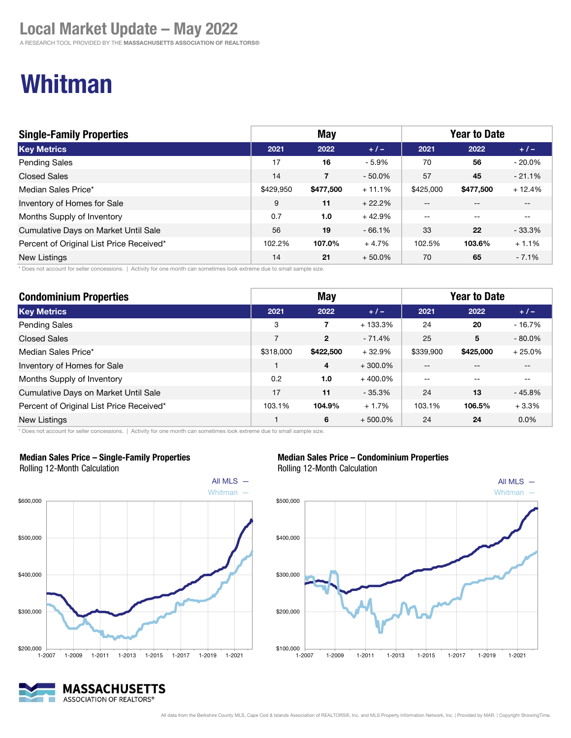# Local Market Update – May 2022

A RESEARCH TOOL PROVIDED BY THE **MASSACHUSETTS ASSOCIATION OF REALTORS®**

# Whitman

| Single-Family Properties | May | | | Year to Date | | |
|---|---|---|---|---|---|---|
| **Key Metrics** | **2021** | **2022** | **+ / –** | **2021** | **2022** | **+ / –** |
| Pending Sales | 17 | **16** | - 5.9% | 70 | **56** | - 20.0% |
| Closed Sales | 14 | **7** | - 50.0% | 57 | **45** | - 21.1% |
| Median Sales Price* | $429,950 | **$477,500** | + 11.1% | $425,000 | **$477,500** | + 12.4% |
| Inventory of Homes for Sale | 9 | **11** | + 22.2% | -- | -- | -- |
| Months Supply of Inventory | 0.7 | **1.0** | + 42.9% | -- | -- | -- |
| Cumulative Days on Market Until Sale | 56 | **19** | - 66.1% | 33 | **22** | - 33.3% |
| Percent of Original List Price Received* | 102.2% | **107.0%** | + 4.7% | 102.5% | **103.6%** | + 1.1% |
| New Listings | 14 | **21** | + 50.0% | 70 | **65** | - 7.1% |

* Does not account for seller concessions. | Activity for one month can sometimes look extreme due to small sample size.

| Condominium Properties | May | | | Year to Date | | |
|---|---|---|---|---|---|---|
| **Key Metrics** | **2021** | **2022** | **+ / –** | **2021** | **2022** | **+ / –** |
| Pending Sales | 3 | **7** | + 133.3% | 24 | **20** | - 16.7% |
| Closed Sales | 7 | **2** | - 71.4% | 25 | **5** | - 80.0% |
| Median Sales Price* | $318,000 | **$422,500** | + 32.9% | $339,900 | **$425,000** | + 25.0% |
| Inventory of Homes for Sale | 1 | **4** | + 300.0% | -- | -- | -- |
| Months Supply of Inventory | 0.2 | **1.0** | + 400.0% | -- | -- | -- |
| Cumulative Days on Market Until Sale | 17 | **11** | - 35.3% | 24 | **13** | - 45.8% |
| Percent of Original List Price Received* | 103.1% | **104.9%** | + 1.7% | 103.1% | **106.5%** | + 3.3% |
| New Listings | 1 | **6** | + 500.0% | 24 | **24** | 0.0% |

* Does not account for seller concessions. | Activity for one month can sometimes look extreme due to small sample size.

**Median Sales Price – Single-Family Properties**
Rolling 12-Month Calculation

All MLS —
Whitman —

$600,000
$500,000
$400,000
$300,000
$200,000
1-2007 1-2009 1-2011 1-2013 1-2015 1-2017 1-2019 1-2021

**Median Sales Price – Condominium Properties**
Rolling 12-Month Calculation

All MLS —
Whitman —

$500,000
$400,000
$300,000
$200,000
$100,000
1-2007 1-2009 1-2011 1-2013 1-2015 1-2017 1-2019 1-2021

MASSACHUSETTS ASSOCIATION OF REALTORS®

All data from the Berkshire County MLS, Cape Cod & Islands Association of REALTORS®, Inc. and MLS Property Information Network, Inc. | Provided by MAR. | Copyright ShowingTime.